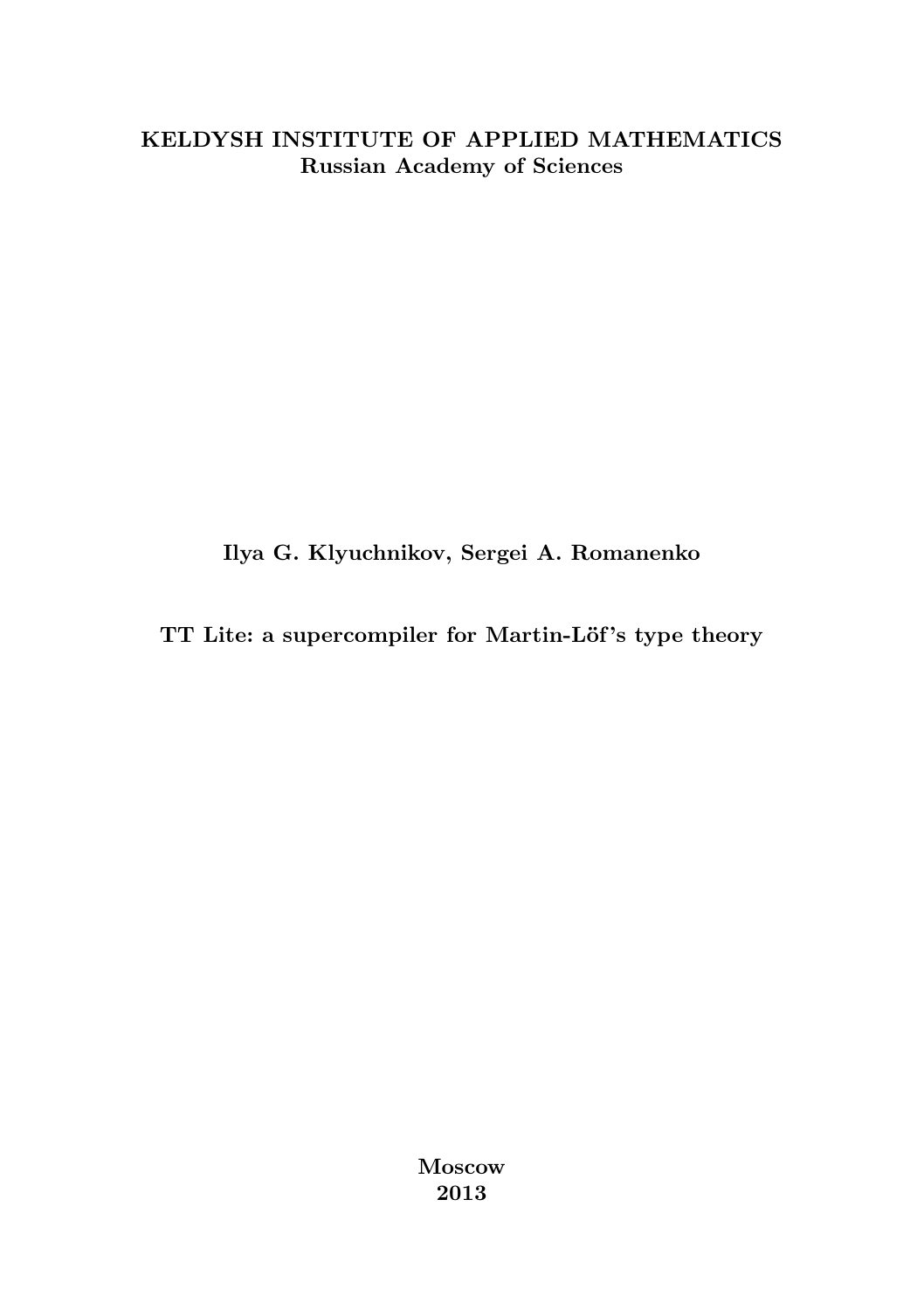**KELDYSH INSTITUTE OF APPLIED MATHEMATICS**
**Russian Academy of Sciences**

**Ilya G. Klyuchnikov, Sergei A. Romanenko**

# TT Lite: a supercompiler for Martin-Löf's type theory

**Moscow**
**2013**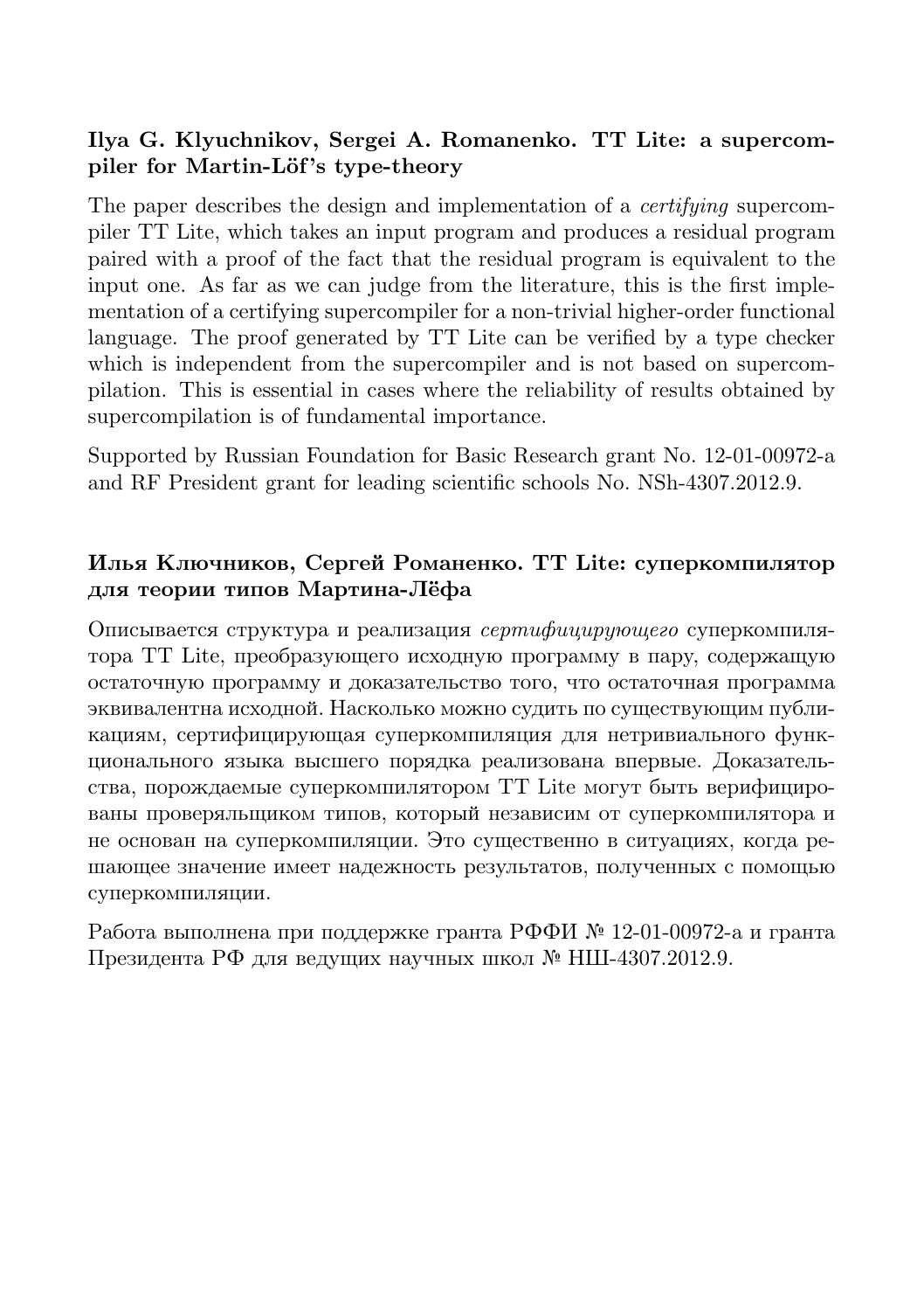**Ilya G. Klyuchnikov, Sergei A. Romanenko. TT Lite: a supercompiler for Martin-Löf's type-theory**

The paper describes the design and implementation of a *certifying* supercompiler TT Lite, which takes an input program and produces a residual program paired with a proof of the fact that the residual program is equivalent to the input one. As far as we can judge from the literature, this is the first implementation of a certifying supercompiler for a non-trivial higher-order functional language. The proof generated by TT Lite can be verified by a type checker which is independent from the supercompiler and is not based on supercompilation. This is essential in cases where the reliability of results obtained by supercompilation is of fundamental importance.

Supported by Russian Foundation for Basic Research grant No. 12-01-00972-a and RF President grant for leading scientific schools No. NSh-4307.2012.9.

**Илья Ключников, Сергей Романенко. TT Lite: суперкомпилятор для теории типов Мартина-Лёфа**

Описывается структура и реализация *сертифицирующего* суперкомпилятора TT Lite, преобразующего исходную программу в пару, содержащую остаточную программу и доказательство того, что остаточная программа эквивалентна исходной. Насколько можно судить по существующим публикациям, сертифицирующая суперкомпиляция для нетривиального функционального языка высшего порядка реализована впервые. Доказательства, порождаемые суперкомпилятором TT Lite могут быть верифицированы проверяльщиком типов, который независим от суперкомпилятора и не основан на суперкомпиляции. Это существенно в ситуациях, когда решающее значение имеет надежность результатов, полученных с помощью суперкомпиляции.

Работа выполнена при поддержке гранта РФФИ № 12-01-00972-а и гранта Президента РФ для ведущих научных школ № НШ-4307.2012.9.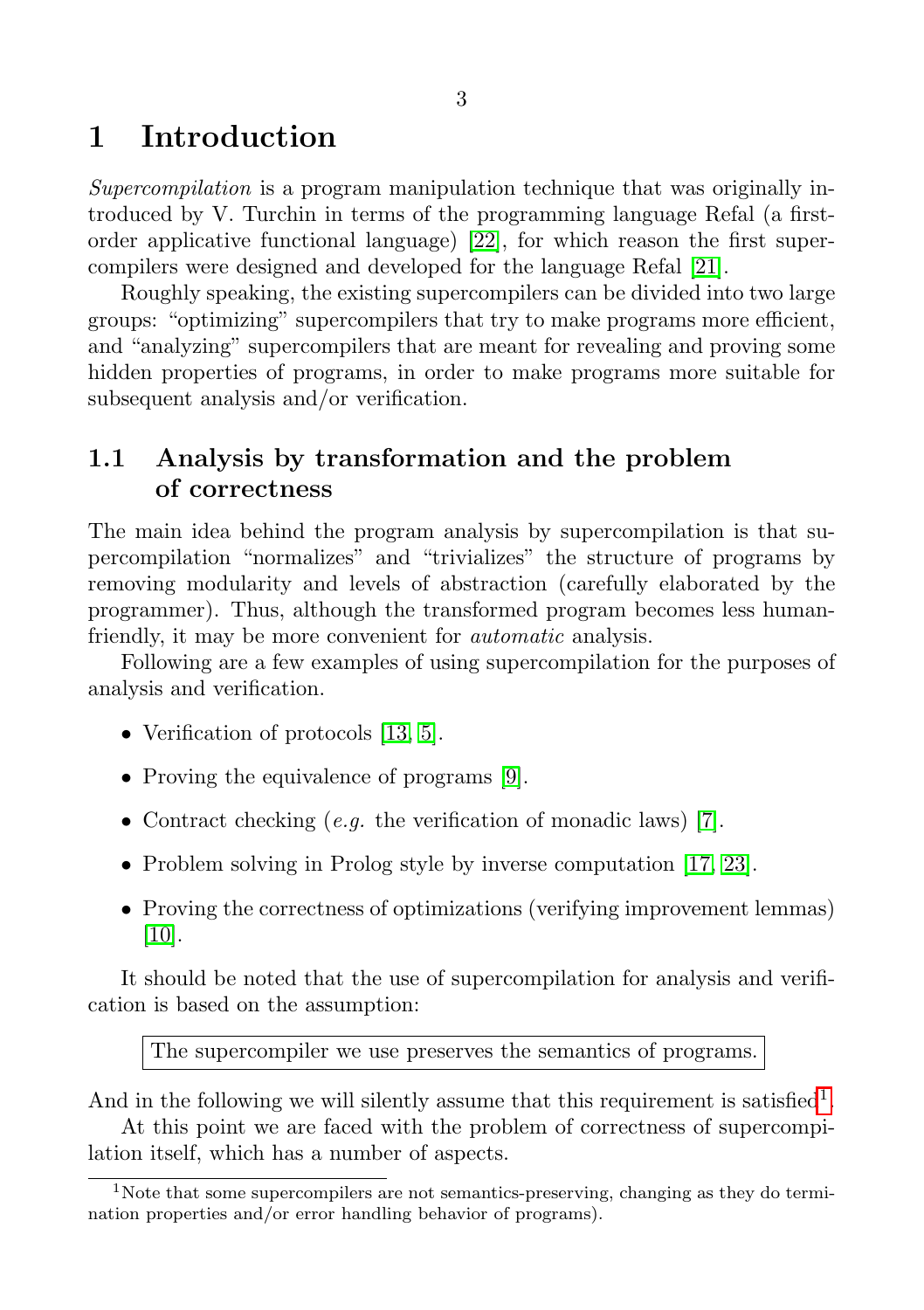# 1 Introduction

*Supercompilation* is a program manipulation technique that was originally introduced by V. Turchin in terms of the programming language Refal (a first-order applicative functional language) [22], for which reason the first supercompilers were designed and developed for the language Refal [21].

Roughly speaking, the existing supercompilers can be divided into two large groups: "optimizing" supercompilers that try to make programs more efficient, and "analyzing" supercompilers that are meant for revealing and proving some hidden properties of programs, in order to make programs more suitable for subsequent analysis and/or verification.

## 1.1 Analysis by transformation and the problem of correctness

The main idea behind the program analysis by supercompilation is that supercompilation "normalizes" and "trivializes" the structure of programs by removing modularity and levels of abstraction (carefully elaborated by the programmer). Thus, although the transformed program becomes less human-friendly, it may be more convenient for *automatic* analysis.

Following are a few examples of using supercompilation for the purposes of analysis and verification.

- Verification of protocols [13, 5].
- Proving the equivalence of programs [9].
- Contract checking (*e.g.* the verification of monadic laws) [7].
- Problem solving in Prolog style by inverse computation [17, 23].
- Proving the correctness of optimizations (verifying improvement lemmas) [10].

It should be noted that the use of supercompilation for analysis and verification is based on the assumption:

| The supercompiler we use preserves the semantics of programs. |
|---|

And in the following we will silently assume that this requirement is satisfied[1].

At this point we are faced with the problem of correctness of supercompilation itself, which has a number of aspects.

[1] Note that some supercompilers are not semantics-preserving, changing as they do termination properties and/or error handling behavior of programs).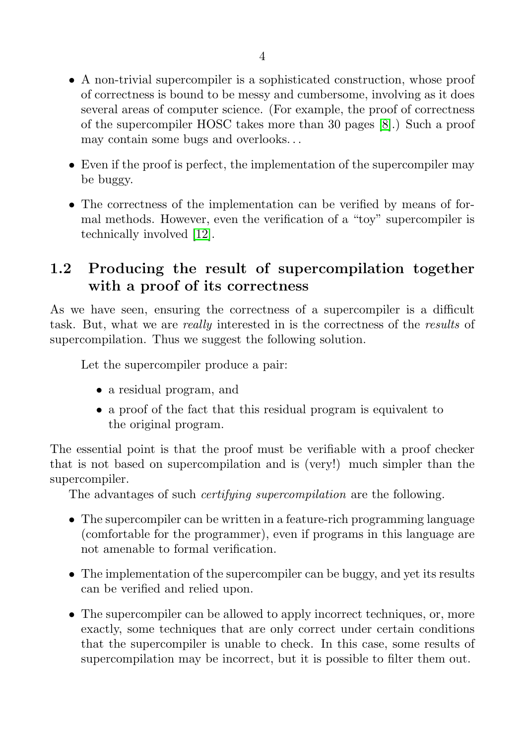- A non-trivial supercompiler is a sophisticated construction, whose proof of correctness is bound to be messy and cumbersome, involving as it does several areas of computer science. (For example, the proof of correctness of the supercompiler HOSC takes more than 30 pages [8].) Such a proof may contain some bugs and overlooks…
- Even if the proof is perfect, the implementation of the supercompiler may be buggy.
- The correctness of the implementation can be verified by means of formal methods. However, even the verification of a "toy" supercompiler is technically involved [12].

## 1.2 Producing the result of supercompilation together with a proof of its correctness

As we have seen, ensuring the correctness of a supercompiler is a difficult task. But, what we are *really* interested in is the correctness of the *results* of supercompilation. Thus we suggest the following solution.

Let the supercompiler produce a pair:

- a residual program, and
- a proof of the fact that this residual program is equivalent to the original program.

The essential point is that the proof must be verifiable with a proof checker that is not based on supercompilation and is (very!) much simpler than the supercompiler.

The advantages of such *certifying supercompilation* are the following.

- The supercompiler can be written in a feature-rich programming language (comfortable for the programmer), even if programs in this language are not amenable to formal verification.
- The implementation of the supercompiler can be buggy, and yet its results can be verified and relied upon.
- The supercompiler can be allowed to apply incorrect techniques, or, more exactly, some techniques that are only correct under certain conditions that the supercompiler is unable to check. In this case, some results of supercompilation may be incorrect, but it is possible to filter them out.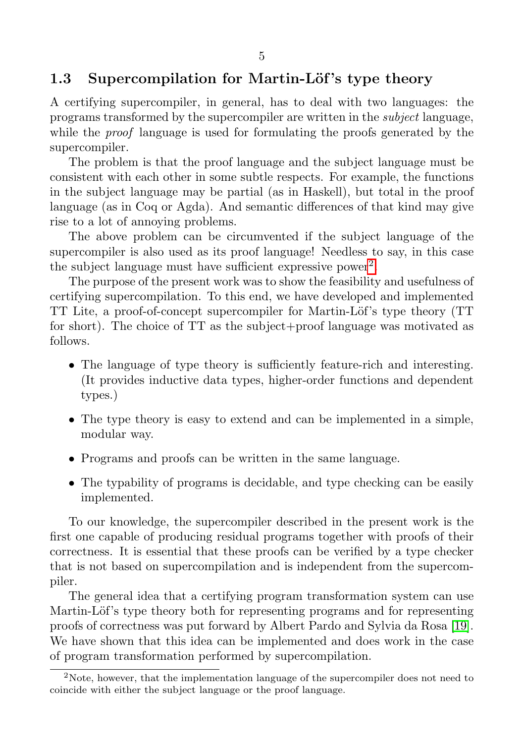## 1.3 Supercompilation for Martin-Löf's type theory

A certifying supercompiler, in general, has to deal with two languages: the programs transformed by the supercompiler are written in the *subject* language, while the *proof* language is used for formulating the proofs generated by the supercompiler.

The problem is that the proof language and the subject language must be consistent with each other in some subtle respects. For example, the functions in the subject language may be partial (as in Haskell), but total in the proof language (as in Coq or Agda). And semantic differences of that kind may give rise to a lot of annoying problems.

The above problem can be circumvented if the subject language of the supercompiler is also used as its proof language! Needless to say, in this case the subject language must have sufficient expressive power[2].

The purpose of the present work was to show the feasibility and usefulness of certifying supercompilation. To this end, we have developed and implemented TT Lite, a proof-of-concept supercompiler for Martin-Löf's type theory (TT for short). The choice of TT as the subject+proof language was motivated as follows.

- The language of type theory is sufficiently feature-rich and interesting. (It provides inductive data types, higher-order functions and dependent types.)
- The type theory is easy to extend and can be implemented in a simple, modular way.
- Programs and proofs can be written in the same language.
- The typability of programs is decidable, and type checking can be easily implemented.

To our knowledge, the supercompiler described in the present work is the first one capable of producing residual programs together with proofs of their correctness. It is essential that these proofs can be verified by a type checker that is not based on supercompilation and is independent from the supercompiler.

The general idea that a certifying program transformation system can use Martin-Löf's type theory both for representing programs and for representing proofs of correctness was put forward by Albert Pardo and Sylvia da Rosa [19]. We have shown that this idea can be implemented and does work in the case of program transformation performed by supercompilation.

[2] Note, however, that the implementation language of the supercompiler does not need to coincide with either the subject language or the proof language.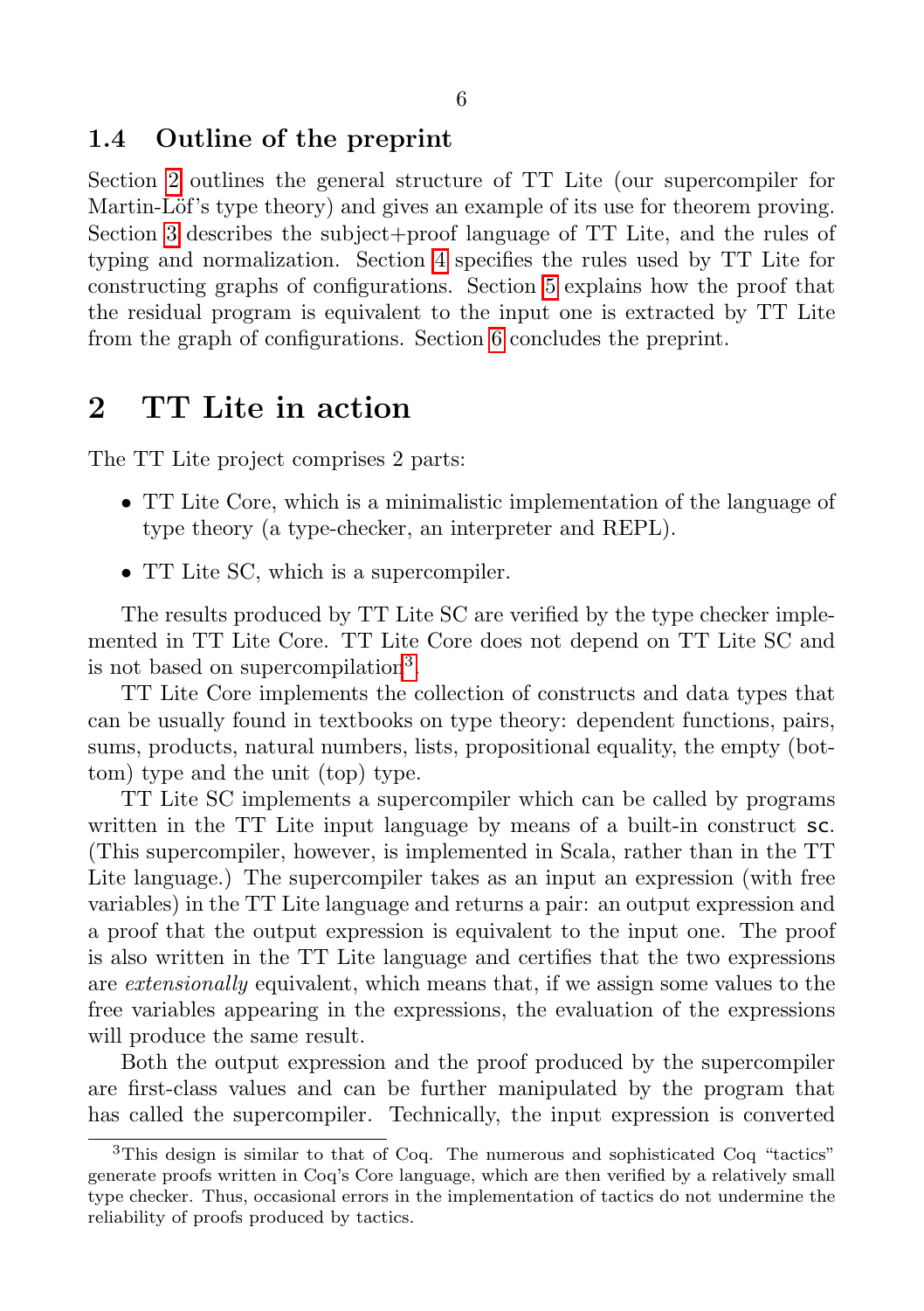### 1.4 Outline of the preprint

Section 2 outlines the general structure of TT Lite (our supercompiler for Martin-Löf's type theory) and gives an example of its use for theorem proving. Section 3 describes the subject+proof language of TT Lite, and the rules of typing and normalization. Section 4 specifies the rules used by TT Lite for constructing graphs of configurations. Section 5 explains how the proof that the residual program is equivalent to the input one is extracted by TT Lite from the graph of configurations. Section 6 concludes the preprint.

## 2 TT Lite in action

The TT Lite project comprises 2 parts:

- TT Lite Core, which is a minimalistic implementation of the language of type theory (a type-checker, an interpreter and REPL).
- TT Lite SC, which is a supercompiler.

The results produced by TT Lite SC are verified by the type checker implemented in TT Lite Core. TT Lite Core does not depend on TT Lite SC and is not based on supercompilation[3].

TT Lite Core implements the collection of constructs and data types that can be usually found in textbooks on type theory: dependent functions, pairs, sums, products, natural numbers, lists, propositional equality, the empty (bottom) type and the unit (top) type.

TT Lite SC implements a supercompiler which can be called by programs written in the TT Lite input language by means of a built-in construct `sc`. (This supercompiler, however, is implemented in Scala, rather than in the TT Lite language.) The supercompiler takes as an input an expression (with free variables) in the TT Lite language and returns a pair: an output expression and a proof that the output expression is equivalent to the input one. The proof is also written in the TT Lite language and certifies that the two expressions are *extensionally* equivalent, which means that, if we assign some values to the free variables appearing in the expressions, the evaluation of the expressions will produce the same result.

Both the output expression and the proof produced by the supercompiler are first-class values and can be further manipulated by the program that has called the supercompiler. Technically, the input expression is converted

---

[3] This design is similar to that of Coq. The numerous and sophisticated Coq "tactics" generate proofs written in Coq's Core language, which are then verified by a relatively small type checker. Thus, occasional errors in the implementation of tactics do not undermine the reliability of proofs produced by tactics.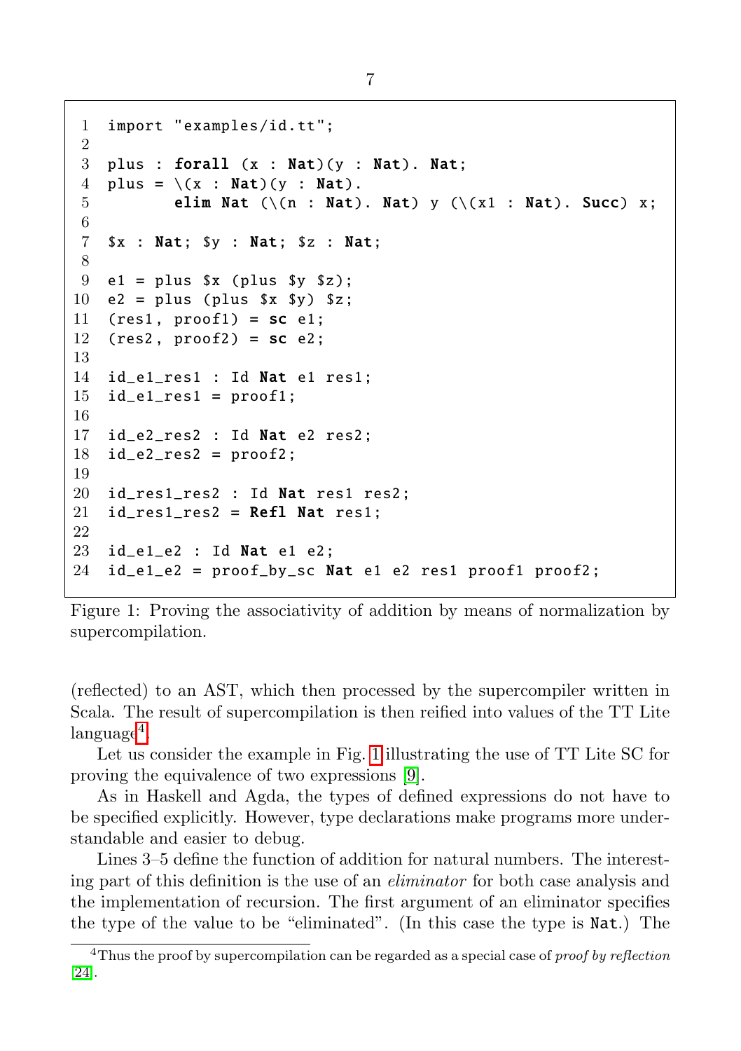```
 1  import "examples/id.tt";
 2
 3  plus : forall (x : Nat)(y : Nat). Nat;
 4  plus = \(x : Nat)(y : Nat).
 5         elim Nat (\(n : Nat). Nat) y (\(x1 : Nat). Succ) x;
 6
 7  $x : Nat; $y : Nat; $z : Nat;
 8
 9  e1 = plus $x (plus $y $z);
10  e2 = plus (plus $x $y) $z;
11  (res1, proof1) = sc e1;
12  (res2, proof2) = sc e2;
13
14  id_e1_res1 : Id Nat e1 res1;
15  id_e1_res1 = proof1;
16
17  id_e2_res2 : Id Nat e2 res2;
18  id_e2_res2 = proof2;
19
20  id_res1_res2 : Id Nat res1 res2;
21  id_res1_res2 = Refl Nat res1;
22
23  id_e1_e2 : Id Nat e1 e2;
24  id_e1_e2 = proof_by_sc Nat e1 e2 res1 proof1 proof2;
```

Figure 1: Proving the associativity of addition by means of normalization by supercompilation.

(reflected) to an AST, which then processed by the supercompiler written in Scala. The result of supercompilation is then reified into values of the TT Lite language[4].

Let us consider the example in Fig. 1 illustrating the use of TT Lite SC for proving the equivalence of two expressions [9].

As in Haskell and Agda, the types of defined expressions do not have to be specified explicitly. However, type declarations make programs more understandable and easier to debug.

Lines 3–5 define the function of addition for natural numbers. The interesting part of this definition is the use of an *eliminator* for both case analysis and the implementation of recursion. The first argument of an eliminator specifies the type of the value to be "eliminated". (In this case the type is `Nat`.) The

[4] Thus the proof by supercompilation can be regarded as a special case of *proof by reflection* [24].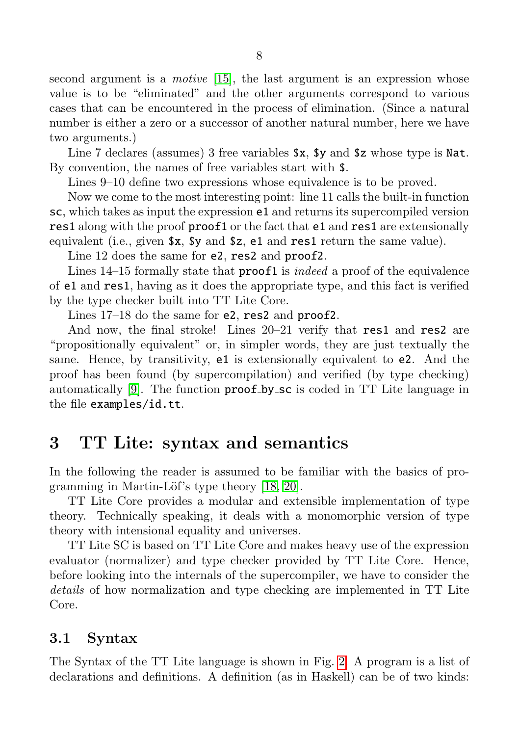second argument is a *motive* [15], the last argument is an expression whose value is to be "eliminated" and the other arguments correspond to various cases that can be encountered in the process of elimination. (Since a natural number is either a zero or a successor of another natural number, here we have two arguments.)

Line 7 declares (assumes) 3 free variables `$x`, `$y` and `$z` whose type is `Nat`. By convention, the names of free variables start with `$`.

Lines 9–10 define two expressions whose equivalence is to be proved.

Now we come to the most interesting point: line 11 calls the built-in function `sc`, which takes as input the expression `e1` and returns its supercompiled version `res1` along with the proof `proof1` or the fact that `e1` and `res1` are extensionally equivalent (i.e., given `$x`, `$y` and `$z`, `e1` and `res1` return the same value).

Line 12 does the same for `e2`, `res2` and `proof2`.

Lines 14–15 formally state that `proof1` is *indeed* a proof of the equivalence of `e1` and `res1`, having as it does the appropriate type, and this fact is verified by the type checker built into TT Lite Core.

Lines 17–18 do the same for `e2`, `res2` and `proof2`.

And now, the final stroke! Lines 20–21 verify that `res1` and `res2` are "propositionally equivalent" or, in simpler words, they are just textually the same. Hence, by transitivity, `e1` is extensionally equivalent to `e2`. And the proof has been found (by supercompilation) and verified (by type checking) automatically [9]. The function **proof_by_sc** is coded in TT Lite language in the file `examples/id.tt`.

## 3 TT Lite: syntax and semantics

In the following the reader is assumed to be familiar with the basics of programming in Martin-Löf's type theory [18, 20].

TT Lite Core provides a modular and extensible implementation of type theory. Technically speaking, it deals with a monomorphic version of type theory with intensional equality and universes.

TT Lite SC is based on TT Lite Core and makes heavy use of the expression evaluator (normalizer) and type checker provided by TT Lite Core. Hence, before looking into the internals of the supercompiler, we have to consider the *details* of how normalization and type checking are implemented in TT Lite Core.

### 3.1 Syntax

The Syntax of the TT Lite language is shown in Fig. 2. A program is a list of declarations and definitions. A definition (as in Haskell) can be of two kinds: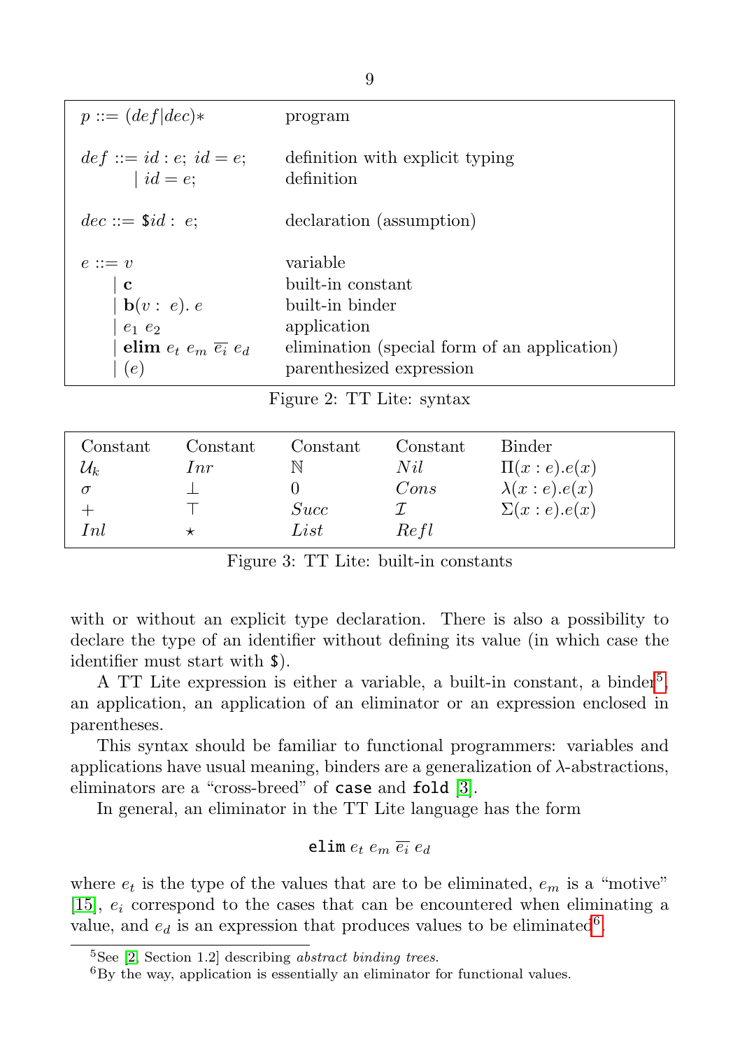| | |
|---|---|
| $p ::= (def \| dec)*$ | program |
| $def ::= id : e;\ id = e;$ | definition with explicit typing |
| $\quad \| \ id = e;$ | definition |
| $dec ::= \$id :\ e;$ | declaration (assumption) |
| $e ::= v$ | variable |
| $\quad \| \ \mathbf{c}$ | built-in constant |
| $\quad \| \ \mathbf{b}(v :\ e).\ e$ | built-in binder |
| $\quad \| \ e_1\ e_2$ | application |
| $\quad \| \ \mathbf{elim}\ e_t\ e_m\ \overline{e_i}\ e_d$ | elimination (special form of an application) |
| $\quad \| \ (e)$ | parenthesized expression |

Figure 2: TT Lite: syntax

| Constant | Constant | Constant | Constant | Binder |
|---|---|---|---|---|
| $\mathcal{U}_k$ | $Inr$ | $\mathbb{N}$ | $Nil$ | $\Pi(x : e).e(x)$ |
| $\sigma$ | $\bot$ | $0$ | $Cons$ | $\lambda(x : e).e(x)$ |
| $+$ | $\top$ | $Succ$ | $\mathcal{I}$ | $\Sigma(x : e).e(x)$ |
| $Inl$ | $\star$ | $List$ | $Refl$ | |

Figure 3: TT Lite: built-in constants

with or without an explicit type declaration. There is also a possibility to declare the type of an identifier without defining its value (in which case the identifier must start with `$`).

A TT Lite expression is either a variable, a built-in constant, a binder[5], an application, an application of an eliminator or an expression enclosed in parentheses.

This syntax should be familiar to functional programmers: variables and applications have usual meaning, binders are a generalization of $\lambda$-abstractions, eliminators are a "cross-breed" of `case` and `fold` [3].

In general, an eliminator in the TT Lite language has the form

$$\texttt{elim}\ e_t\ e_m\ \overline{e_i}\ e_d$$

where $e_t$ is the type of the values that are to be eliminated, $e_m$ is a "motive" [15], $e_i$ correspond to the cases that can be encountered when eliminating a value, and $e_d$ is an expression that produces values to be eliminated[6].

[5] See [2, Section 1.2] describing *abstract binding trees*.

[6] By the way, application is essentially an eliminator for functional values.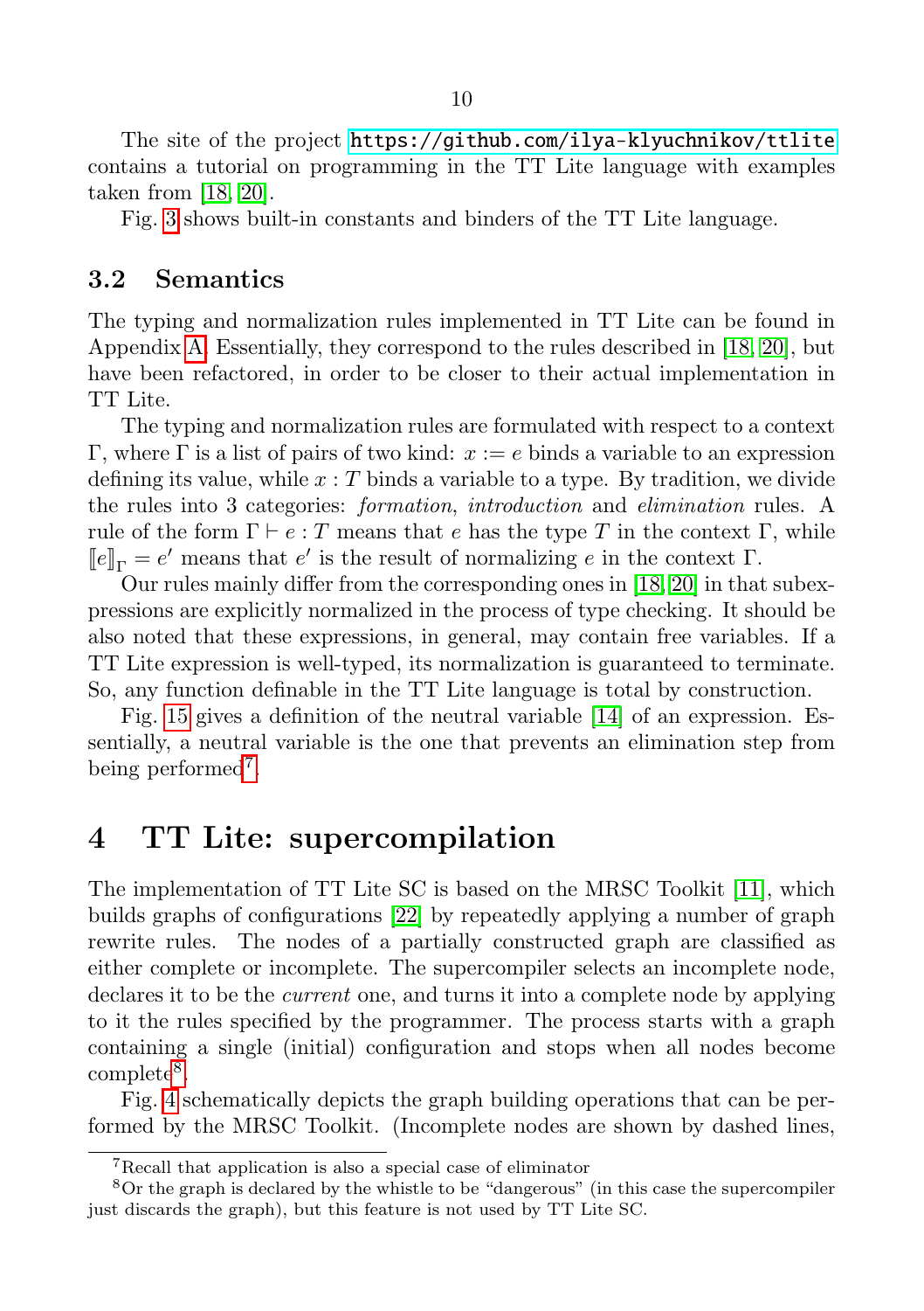The site of the project https://github.com/ilya-klyuchnikov/ttlite contains a tutorial on programming in the TT Lite language with examples taken from [18, 20].

Fig. 3 shows built-in constants and binders of the TT Lite language.

### 3.2 Semantics

The typing and normalization rules implemented in TT Lite can be found in Appendix A. Essentially, they correspond to the rules described in [18, 20], but have been refactored, in order to be closer to their actual implementation in TT Lite.

The typing and normalization rules are formulated with respect to a context $\Gamma$, where $\Gamma$ is a list of pairs of two kind: $x := e$ binds a variable to an expression defining its value, while $x : T$ binds a variable to a type. By tradition, we divide the rules into 3 categories: *formation*, *introduction* and *elimination* rules. A rule of the form $\Gamma \vdash e : T$ means that $e$ has the type $T$ in the context $\Gamma$, while $[\![e]\!]_\Gamma = e'$ means that $e'$ is the result of normalizing $e$ in the context $\Gamma$.

Our rules mainly differ from the corresponding ones in [18, 20] in that subexpressions are explicitly normalized in the process of type checking. It should be also noted that these expressions, in general, may contain free variables. If a TT Lite expression is well-typed, its normalization is guaranteed to terminate. So, any function definable in the TT Lite language is total by construction.

Fig. 15 gives a definition of the neutral variable [14] of an expression. Essentially, a neutral variable is the one that prevents an elimination step from being performed[7].

## 4 TT Lite: supercompilation

The implementation of TT Lite SC is based on the MRSC Toolkit [11], which builds graphs of configurations [22] by repeatedly applying a number of graph rewrite rules. The nodes of a partially constructed graph are classified as either complete or incomplete. The supercompiler selects an incomplete node, declares it to be the *current* one, and turns it into a complete node by applying to it the rules specified by the programmer. The process starts with a graph containing a single (initial) configuration and stops when all nodes become complete[8].

Fig. 4 schematically depicts the graph building operations that can be performed by the MRSC Toolkit. (Incomplete nodes are shown by dashed lines,

---

[7] Recall that application is also a special case of eliminator

[8] Or the graph is declared by the whistle to be "dangerous" (in this case the supercompiler just discards the graph), but this feature is not used by TT Lite SC.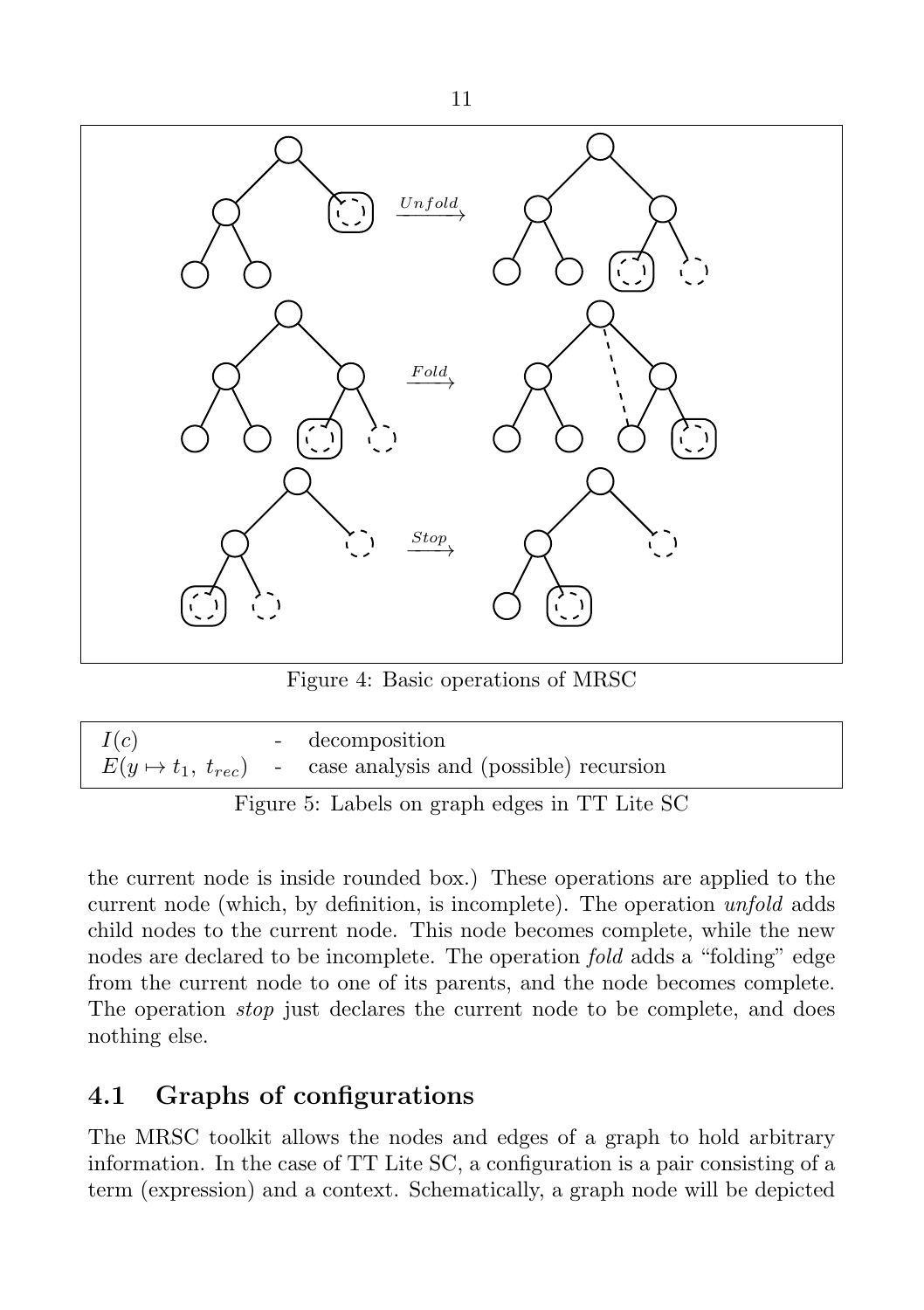Figure 4: Basic operations of MRSC

| | | |
|---|---|---|
| $I(c)$ | - | decomposition |
| $E(y \mapsto t_1,\ t_{rec})$ | - | case analysis and (possible) recursion |

Figure 5: Labels on graph edges in TT Lite SC

the current node is inside rounded box.) These operations are applied to the current node (which, by definition, is incomplete). The operation *unfold* adds child nodes to the current node. This node becomes complete, while the new nodes are declared to be incomplete. The operation *fold* adds a "folding" edge from the current node to one of its parents, and the node becomes complete. The operation *stop* just declares the current node to be complete, and does nothing else.

## 4.1 Graphs of configurations

The MRSC toolkit allows the nodes and edges of a graph to hold arbitrary information. In the case of TT Lite SC, a configuration is a pair consisting of a term (expression) and a context. Schematically, a graph node will be depicted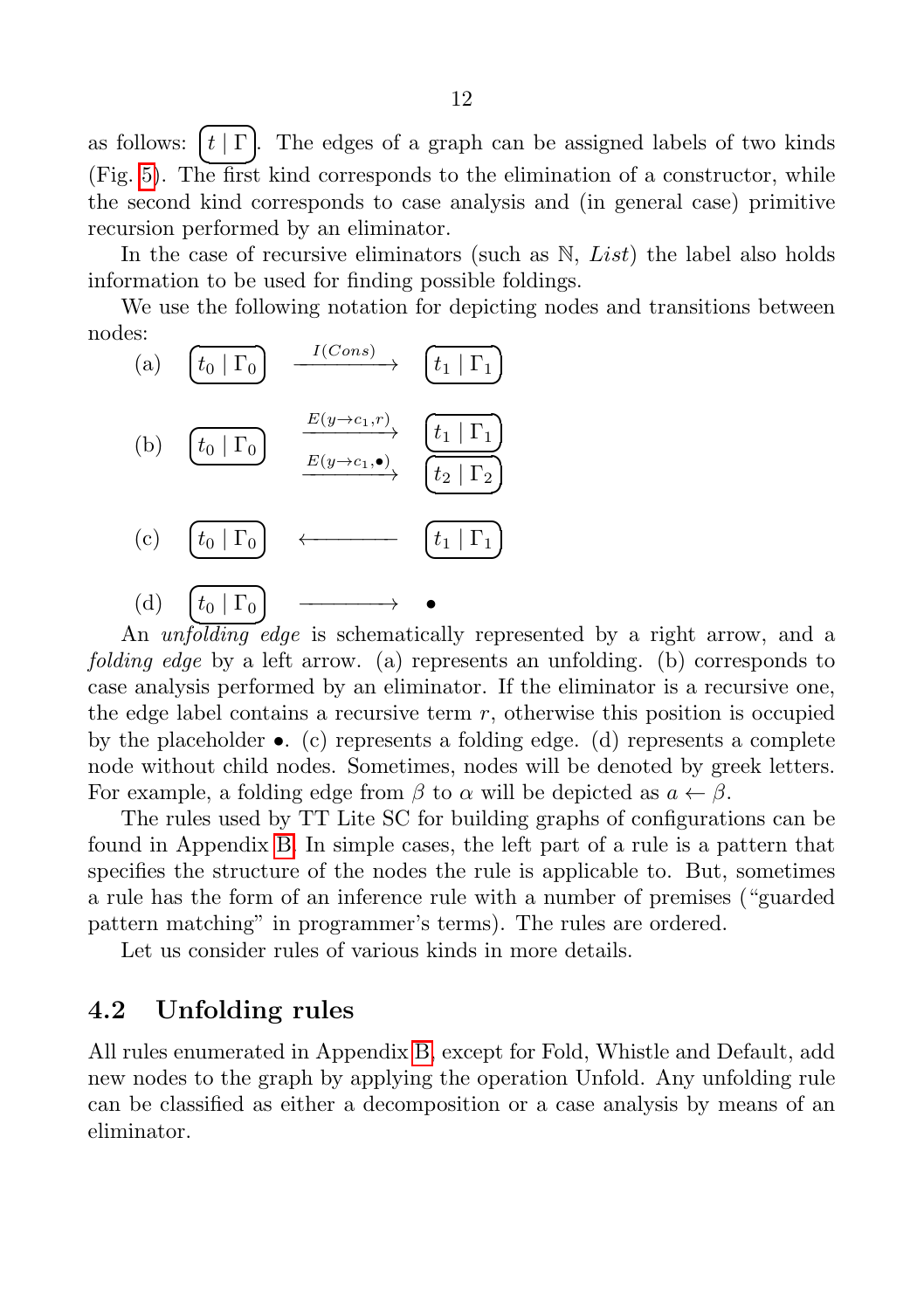as follows: $\boxed{t \mid \Gamma}$. The edges of a graph can be assigned labels of two kinds (Fig. 5). The first kind corresponds to the elimination of a constructor, while the second kind corresponds to case analysis and (in general case) primitive recursion performed by an eliminator.

In the case of recursive eliminators (such as $\mathbb{N}$, *List*) the label also holds information to be used for finding possible foldings.

We use the following notation for depicting nodes and transitions between nodes:

(a) $\boxed{t_0 \mid \Gamma_0} \xrightarrow{I(Cons)} \boxed{t_1 \mid \Gamma_1}$

(b) $\boxed{t_0 \mid \Gamma_0}$ $\xrightarrow{E(y \to c_1, r)} \boxed{t_1 \mid \Gamma_1}$, $\xrightarrow{E(y \to c_1, \bullet)} \boxed{t_2 \mid \Gamma_2}$

(c) $\boxed{t_0 \mid \Gamma_0} \longleftarrow \boxed{t_1 \mid \Gamma_1}$

(d) $\boxed{t_0 \mid \Gamma_0} \longrightarrow \bullet$

An *unfolding edge* is schematically represented by a right arrow, and a *folding edge* by a left arrow. (a) represents an unfolding. (b) corresponds to case analysis performed by an eliminator. If the eliminator is a recursive one, the edge label contains a recursive term $r$, otherwise this position is occupied by the placeholder $\bullet$. (c) represents a folding edge. (d) represents a complete node without child nodes. Sometimes, nodes will be denoted by greek letters. For example, a folding edge from $\beta$ to $\alpha$ will be depicted as $a \leftarrow \beta$.

The rules used by TT Lite SC for building graphs of configurations can be found in Appendix B. In simple cases, the left part of a rule is a pattern that specifies the structure of the nodes the rule is applicable to. But, sometimes a rule has the form of an inference rule with a number of premises ("guarded pattern matching" in programmer's terms). The rules are ordered.

Let us consider rules of various kinds in more details.

## 4.2 Unfolding rules

All rules enumerated in Appendix B, except for Fold, Whistle and Default, add new nodes to the graph by applying the operation Unfold. Any unfolding rule can be classified as either a decomposition or a case analysis by means of an eliminator.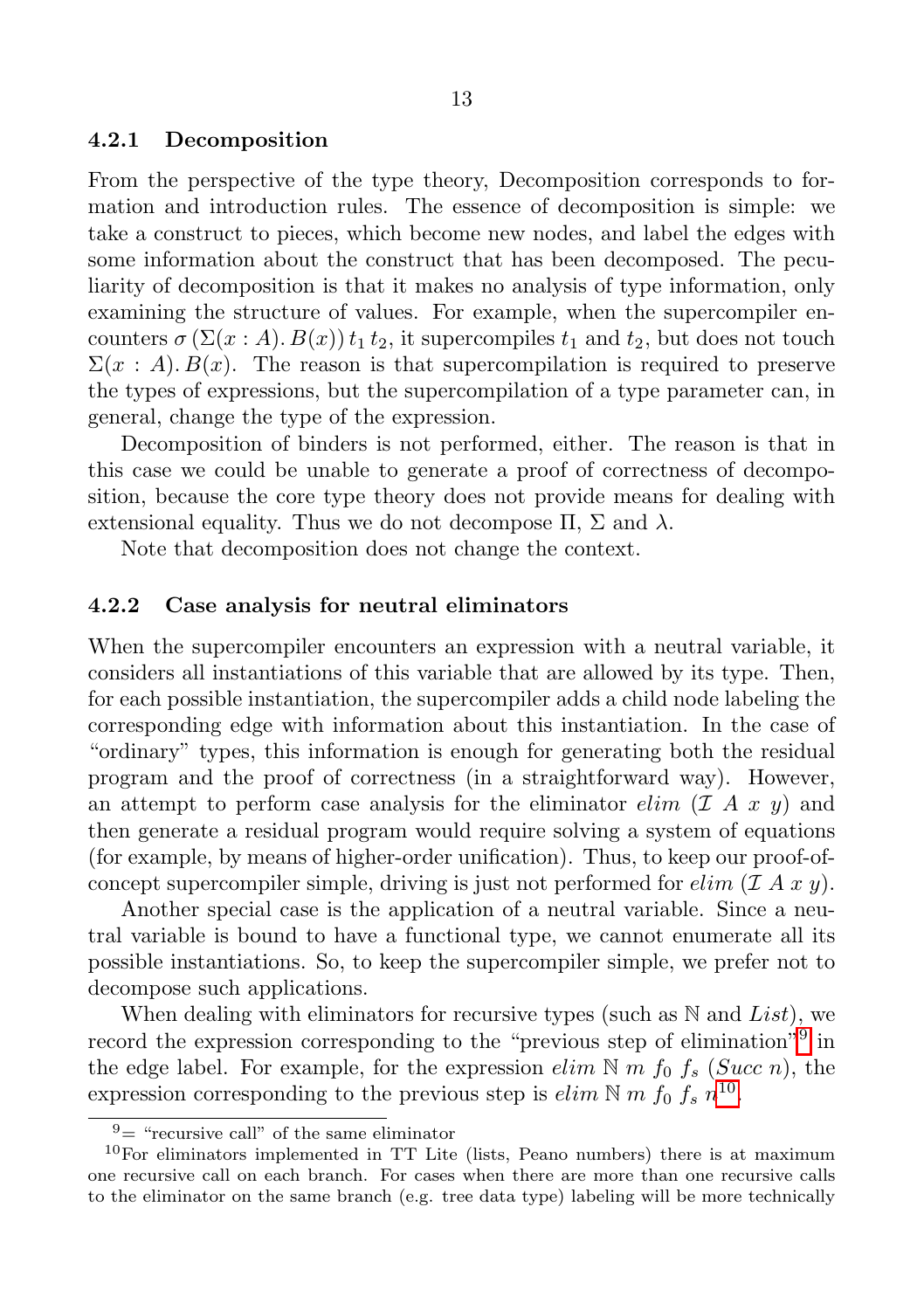### 4.2.1 Decomposition

From the perspective of the type theory, Decomposition corresponds to formation and introduction rules. The essence of decomposition is simple: we take a construct to pieces, which become new nodes, and label the edges with some information about the construct that has been decomposed. The peculiarity of decomposition is that it makes no analysis of type information, only examining the structure of values. For example, when the supercompiler encounters $\sigma\,(\Sigma(x : A).\,B(x))\,t_1\,t_2$, it supercompiles $t_1$ and $t_2$, but does not touch $\Sigma(x : A).\,B(x)$. The reason is that supercompilation is required to preserve the types of expressions, but the supercompilation of a type parameter can, in general, change the type of the expression.

Decomposition of binders is not performed, either. The reason is that in this case we could be unable to generate a proof of correctness of decomposition, because the core type theory does not provide means for dealing with extensional equality. Thus we do not decompose $\Pi$, $\Sigma$ and $\lambda$.

Note that decomposition does not change the context.

### 4.2.2 Case analysis for neutral eliminators

When the supercompiler encounters an expression with a neutral variable, it considers all instantiations of this variable that are allowed by its type. Then, for each possible instantiation, the supercompiler adds a child node labeling the corresponding edge with information about this instantiation. In the case of "ordinary" types, this information is enough for generating both the residual program and the proof of correctness (in a straightforward way). However, an attempt to perform case analysis for the eliminator $elim\ (\mathcal{I}\ A\ x\ y)$ and then generate a residual program would require solving a system of equations (for example, by means of higher-order unification). Thus, to keep our proof-of-concept supercompiler simple, driving is just not performed for $elim\ (\mathcal{I}\ A\ x\ y)$.

Another special case is the application of a neutral variable. Since a neutral variable is bound to have a functional type, we cannot enumerate all its possible instantiations. So, to keep the supercompiler simple, we prefer not to decompose such applications.

When dealing with eliminators for recursive types (such as $\mathbb{N}$ and $List$), we record the expression corresponding to the "previous step of elimination"[9] in the edge label. For example, for the expression $elim\ \mathbb{N}\ m\ f_0\ f_s\ (Succ\ n)$, the expression corresponding to the previous step is $elim\ \mathbb{N}\ m\ f_0\ f_s\ n$[10].

[9]= "recursive call" of the same eliminator

[10]For eliminators implemented in TT Lite (lists, Peano numbers) there is at maximum one recursive call on each branch. For cases when there are more than one recursive calls to the eliminator on the same branch (e.g. tree data type) labeling will be more technically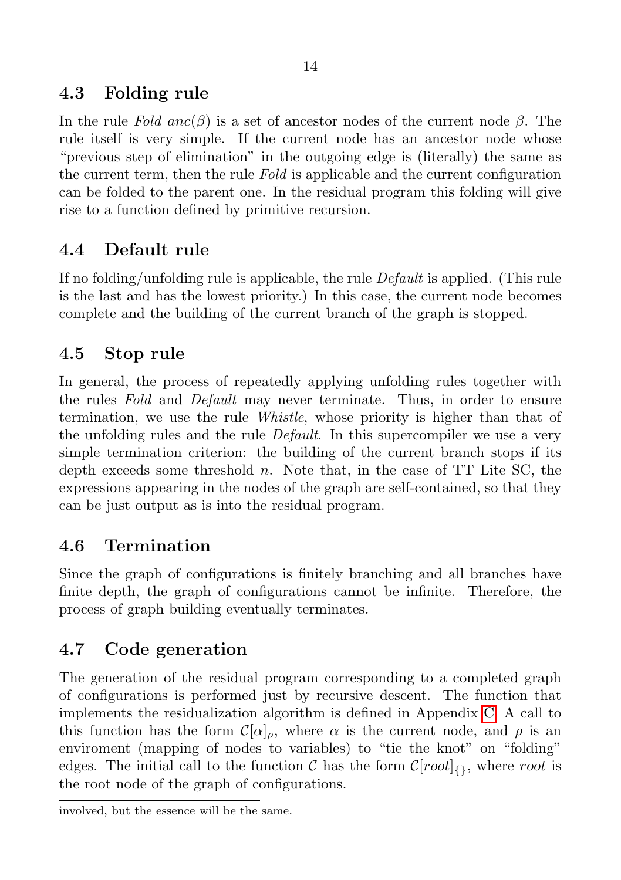## 4.3 Folding rule

In the rule *Fold* $anc(\beta)$ is a set of ancestor nodes of the current node $\beta$. The rule itself is very simple. If the current node has an ancestor node whose "previous step of elimination" in the outgoing edge is (literally) the same as the current term, then the rule *Fold* is applicable and the current configuration can be folded to the parent one. In the residual program this folding will give rise to a function defined by primitive recursion.

## 4.4 Default rule

If no folding/unfolding rule is applicable, the rule *Default* is applied. (This rule is the last and has the lowest priority.) In this case, the current node becomes complete and the building of the current branch of the graph is stopped.

## 4.5 Stop rule

In general, the process of repeatedly applying unfolding rules together with the rules *Fold* and *Default* may never terminate. Thus, in order to ensure termination, we use the rule *Whistle*, whose priority is higher than that of the unfolding rules and the rule *Default*. In this supercompiler we use a very simple termination criterion: the building of the current branch stops if its depth exceeds some threshold $n$. Note that, in the case of TT Lite SC, the expressions appearing in the nodes of the graph are self-contained, so that they can be just output as is into the residual program.

## 4.6 Termination

Since the graph of configurations is finitely branching and all branches have finite depth, the graph of configurations cannot be infinite. Therefore, the process of graph building eventually terminates.

## 4.7 Code generation

The generation of the residual program corresponding to a completed graph of configurations is performed just by recursive descent. The function that implements the residualization algorithm is defined in Appendix C. A call to this function has the form $\mathcal{C}[\alpha]_\rho$, where $\alpha$ is the current node, and $\rho$ is an enviroment (mapping of nodes to variables) to "tie the knot" on "folding" edges. The initial call to the function $\mathcal{C}$ has the form $\mathcal{C}[root]_{\{\}}$, where *root* is the root node of the graph of configurations.

involved, but the essence will be the same.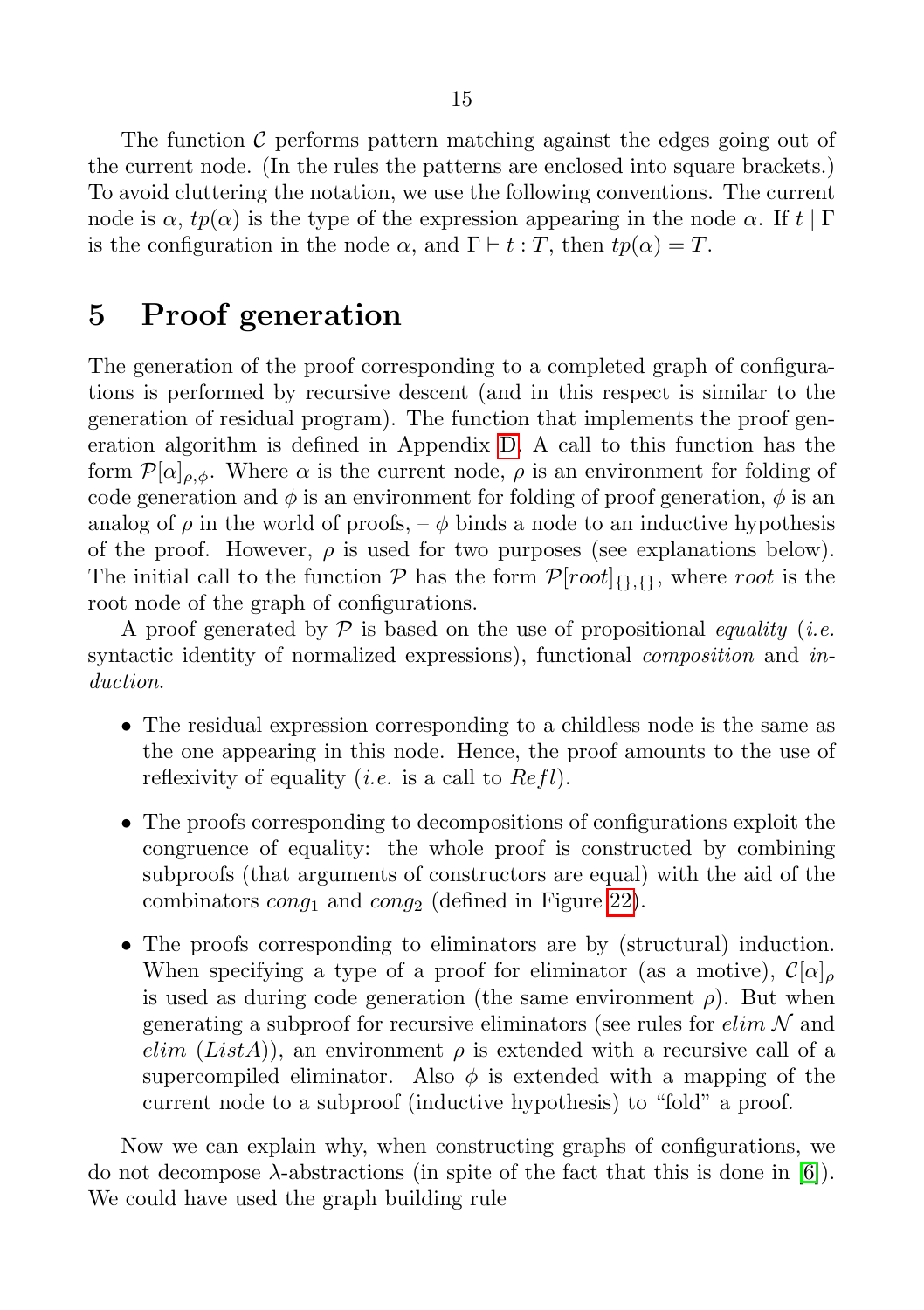The function $\mathcal{C}$ performs pattern matching against the edges going out of the current node. (In the rules the patterns are enclosed into square brackets.) To avoid cluttering the notation, we use the following conventions. The current node is $\alpha$, $tp(\alpha)$ is the type of the expression appearing in the node $\alpha$. If $t \mid \Gamma$ is the configuration in the node $\alpha$, and $\Gamma \vdash t : T$, then $tp(\alpha) = T$.

# 5 Proof generation

The generation of the proof corresponding to a completed graph of configurations is performed by recursive descent (and in this respect is similar to the generation of residual program). The function that implements the proof generation algorithm is defined in Appendix D. A call to this function has the form $\mathcal{P}[\alpha]_{\rho,\phi}$. Where $\alpha$ is the current node, $\rho$ is an environment for folding of code generation and $\phi$ is an environment for folding of proof generation, $\phi$ is an analog of $\rho$ in the world of proofs, – $\phi$ binds a node to an inductive hypothesis of the proof. However, $\rho$ is used for two purposes (see explanations below). The initial call to the function $\mathcal{P}$ has the form $\mathcal{P}[root]_{\{\},\{\}}$, where $root$ is the root node of the graph of configurations.

A proof generated by $\mathcal{P}$ is based on the use of propositional *equality* (*i.e.* syntactic identity of normalized expressions), functional *composition* and *induction*.

- The residual expression corresponding to a childless node is the same as the one appearing in this node. Hence, the proof amounts to the use of reflexivity of equality (*i.e.* is a call to $Refl$).
- The proofs corresponding to decompositions of configurations exploit the congruence of equality: the whole proof is constructed by combining subproofs (that arguments of constructors are equal) with the aid of the combinators $cong_1$ and $cong_2$ (defined in Figure 22).
- The proofs corresponding to eliminators are by (structural) induction. When specifying a type of a proof for eliminator (as a motive), $\mathcal{C}[\alpha]_\rho$ is used as during code generation (the same environment $\rho$). But when generating a subproof for recursive eliminators (see rules for $elim\ \mathcal{N}$ and $elim\ (List A)$), an environment $\rho$ is extended with a recursive call of a supercompiled eliminator. Also $\phi$ is extended with a mapping of the current node to a subproof (inductive hypothesis) to "fold" a proof.

Now we can explain why, when constructing graphs of configurations, we do not decompose $\lambda$-abstractions (in spite of the fact that this is done in [6]). We could have used the graph building rule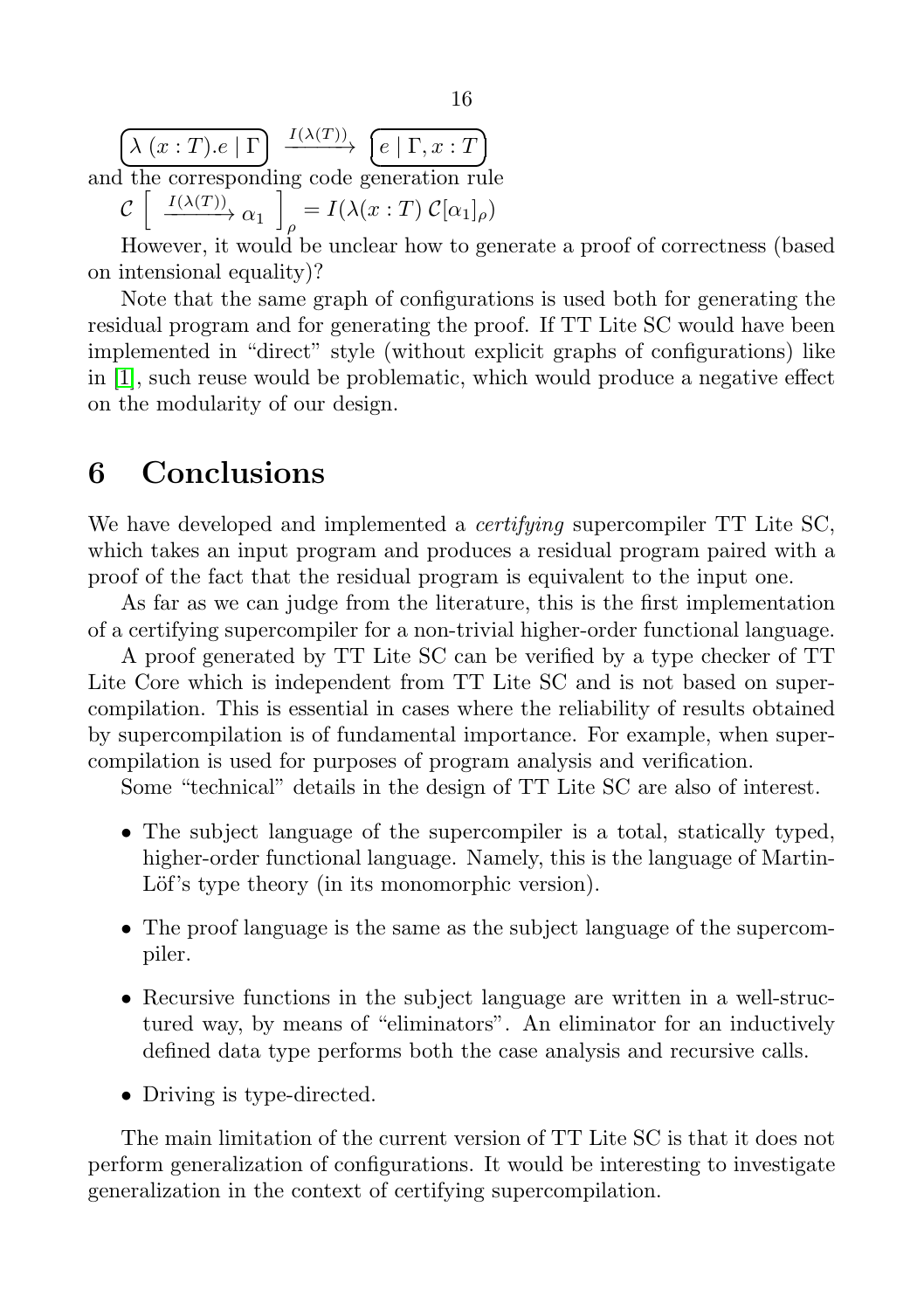$$\boxed{\lambda\ (x:T).e \mid \Gamma} \xrightarrow{I(\lambda(T))} \boxed{e \mid \Gamma, x:T}$$

and the corresponding code generation rule

$$\mathcal{C}\left[\ \xrightarrow{I(\lambda(T))} \alpha_1\ \right]_\rho = I(\lambda(x:T)\ \mathcal{C}[\alpha_1]_\rho)$$

However, it would be unclear how to generate a proof of correctness (based on intensional equality)?

Note that the same graph of configurations is used both for generating the residual program and for generating the proof. If TT Lite SC would have been implemented in "direct" style (without explicit graphs of configurations) like in [1], such reuse would be problematic, which would produce a negative effect on the modularity of our design.

# 6 Conclusions

We have developed and implemented a *certifying* supercompiler TT Lite SC, which takes an input program and produces a residual program paired with a proof of the fact that the residual program is equivalent to the input one.

As far as we can judge from the literature, this is the first implementation of a certifying supercompiler for a non-trivial higher-order functional language.

A proof generated by TT Lite SC can be verified by a type checker of TT Lite Core which is independent from TT Lite SC and is not based on supercompilation. This is essential in cases where the reliability of results obtained by supercompilation is of fundamental importance. For example, when supercompilation is used for purposes of program analysis and verification.

Some "technical" details in the design of TT Lite SC are also of interest.

- The subject language of the supercompiler is a total, statically typed, higher-order functional language. Namely, this is the language of Martin-Löf's type theory (in its monomorphic version).
- The proof language is the same as the subject language of the supercompiler.
- Recursive functions in the subject language are written in a well-structured way, by means of "eliminators". An eliminator for an inductively defined data type performs both the case analysis and recursive calls.
- Driving is type-directed.

The main limitation of the current version of TT Lite SC is that it does not perform generalization of configurations. It would be interesting to investigate generalization in the context of certifying supercompilation.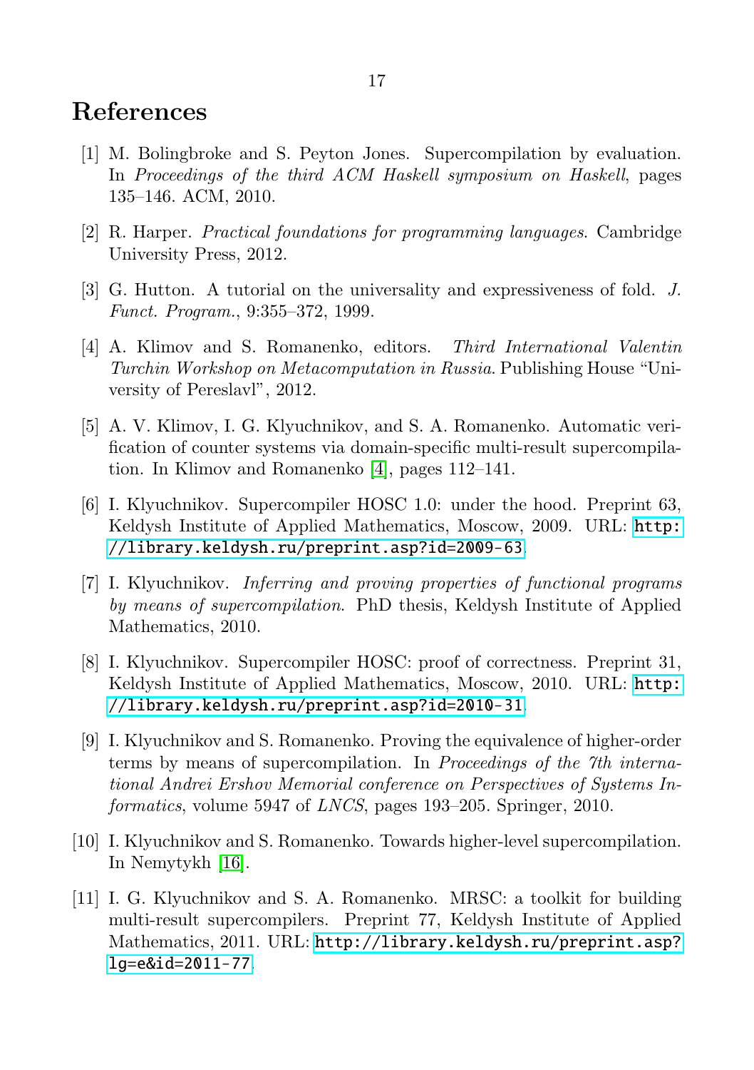# References

[1] M. Bolingbroke and S. Peyton Jones. Supercompilation by evaluation. In *Proceedings of the third ACM Haskell symposium on Haskell*, pages 135–146. ACM, 2010.

[2] R. Harper. *Practical foundations for programming languages*. Cambridge University Press, 2012.

[3] G. Hutton. A tutorial on the universality and expressiveness of fold. *J. Funct. Program.*, 9:355–372, 1999.

[4] A. Klimov and S. Romanenko, editors. *Third International Valentin Turchin Workshop on Metacomputation in Russia*. Publishing House "University of Pereslavl", 2012.

[5] A. V. Klimov, I. G. Klyuchnikov, and S. A. Romanenko. Automatic verification of counter systems via domain-specific multi-result supercompilation. In Klimov and Romanenko [4], pages 112–141.

[6] I. Klyuchnikov. Supercompiler HOSC 1.0: under the hood. Preprint 63, Keldysh Institute of Applied Mathematics, Moscow, 2009. URL: `http://library.keldysh.ru/preprint.asp?id=2009-63`.

[7] I. Klyuchnikov. *Inferring and proving properties of functional programs by means of supercompilation*. PhD thesis, Keldysh Institute of Applied Mathematics, 2010.

[8] I. Klyuchnikov. Supercompiler HOSC: proof of correctness. Preprint 31, Keldysh Institute of Applied Mathematics, Moscow, 2010. URL: `http://library.keldysh.ru/preprint.asp?id=2010-31`.

[9] I. Klyuchnikov and S. Romanenko. Proving the equivalence of higher-order terms by means of supercompilation. In *Proceedings of the 7th international Andrei Ershov Memorial conference on Perspectives of Systems Informatics*, volume 5947 of *LNCS*, pages 193–205. Springer, 2010.

[10] I. Klyuchnikov and S. Romanenko. Towards higher-level supercompilation. In Nemytykh [16].

[11] I. G. Klyuchnikov and S. A. Romanenko. MRSC: a toolkit for building multi-result supercompilers. Preprint 77, Keldysh Institute of Applied Mathematics, 2011. URL: `http://library.keldysh.ru/preprint.asp?lg=e&id=2011-77`.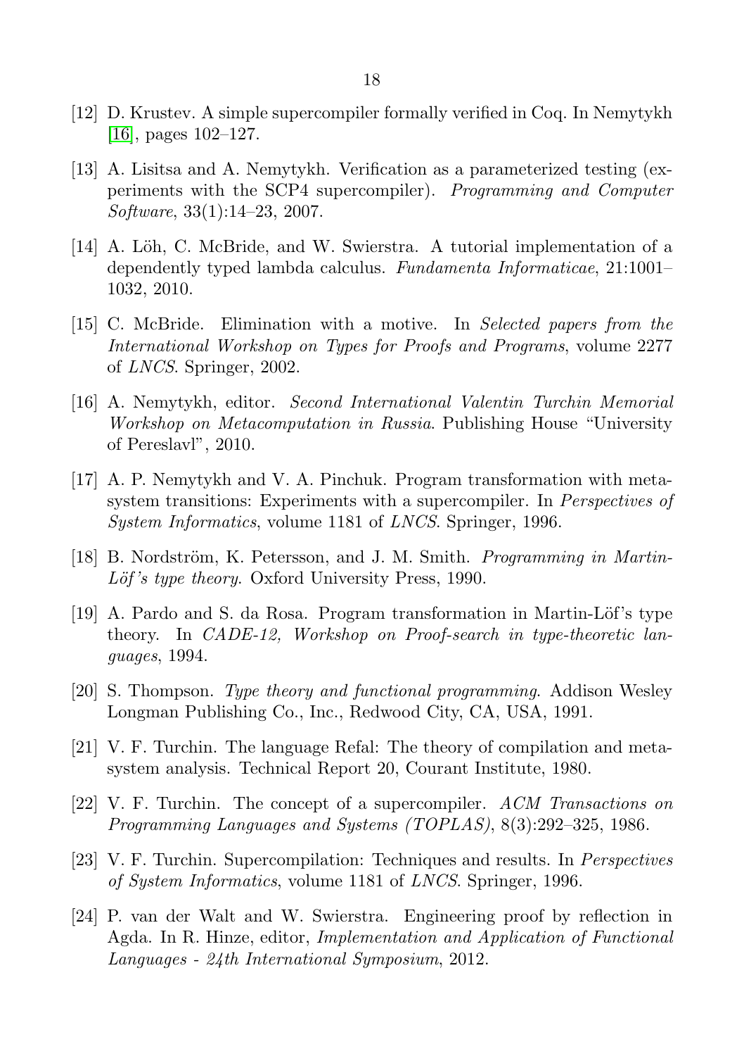[12] D. Krustev. A simple supercompiler formally verified in Coq. In Nemytykh [16], pages 102–127.

[13] A. Lisitsa and A. Nemytykh. Verification as a parameterized testing (experiments with the SCP4 supercompiler). *Programming and Computer Software*, 33(1):14–23, 2007.

[14] A. Löh, C. McBride, and W. Swierstra. A tutorial implementation of a dependently typed lambda calculus. *Fundamenta Informaticae*, 21:1001–1032, 2010.

[15] C. McBride. Elimination with a motive. In *Selected papers from the International Workshop on Types for Proofs and Programs*, volume 2277 of *LNCS*. Springer, 2002.

[16] A. Nemytykh, editor. *Second International Valentin Turchin Memorial Workshop on Metacomputation in Russia*. Publishing House "University of Pereslavl", 2010.

[17] A. P. Nemytykh and V. A. Pinchuk. Program transformation with metasystem transitions: Experiments with a supercompiler. In *Perspectives of System Informatics*, volume 1181 of *LNCS*. Springer, 1996.

[18] B. Nordström, K. Petersson, and J. M. Smith. *Programming in Martin-Löf's type theory.* Oxford University Press, 1990.

[19] A. Pardo and S. da Rosa. Program transformation in Martin-Löf's type theory. In *CADE-12, Workshop on Proof-search in type-theoretic languages*, 1994.

[20] S. Thompson. *Type theory and functional programming*. Addison Wesley Longman Publishing Co., Inc., Redwood City, CA, USA, 1991.

[21] V. F. Turchin. The language Refal: The theory of compilation and metasystem analysis. Technical Report 20, Courant Institute, 1980.

[22] V. F. Turchin. The concept of a supercompiler. *ACM Transactions on Programming Languages and Systems (TOPLAS)*, 8(3):292–325, 1986.

[23] V. F. Turchin. Supercompilation: Techniques and results. In *Perspectives of System Informatics*, volume 1181 of *LNCS*. Springer, 1996.

[24] P. van der Walt and W. Swierstra. Engineering proof by reflection in Agda. In R. Hinze, editor, *Implementation and Application of Functional Languages - 24th International Symposium*, 2012.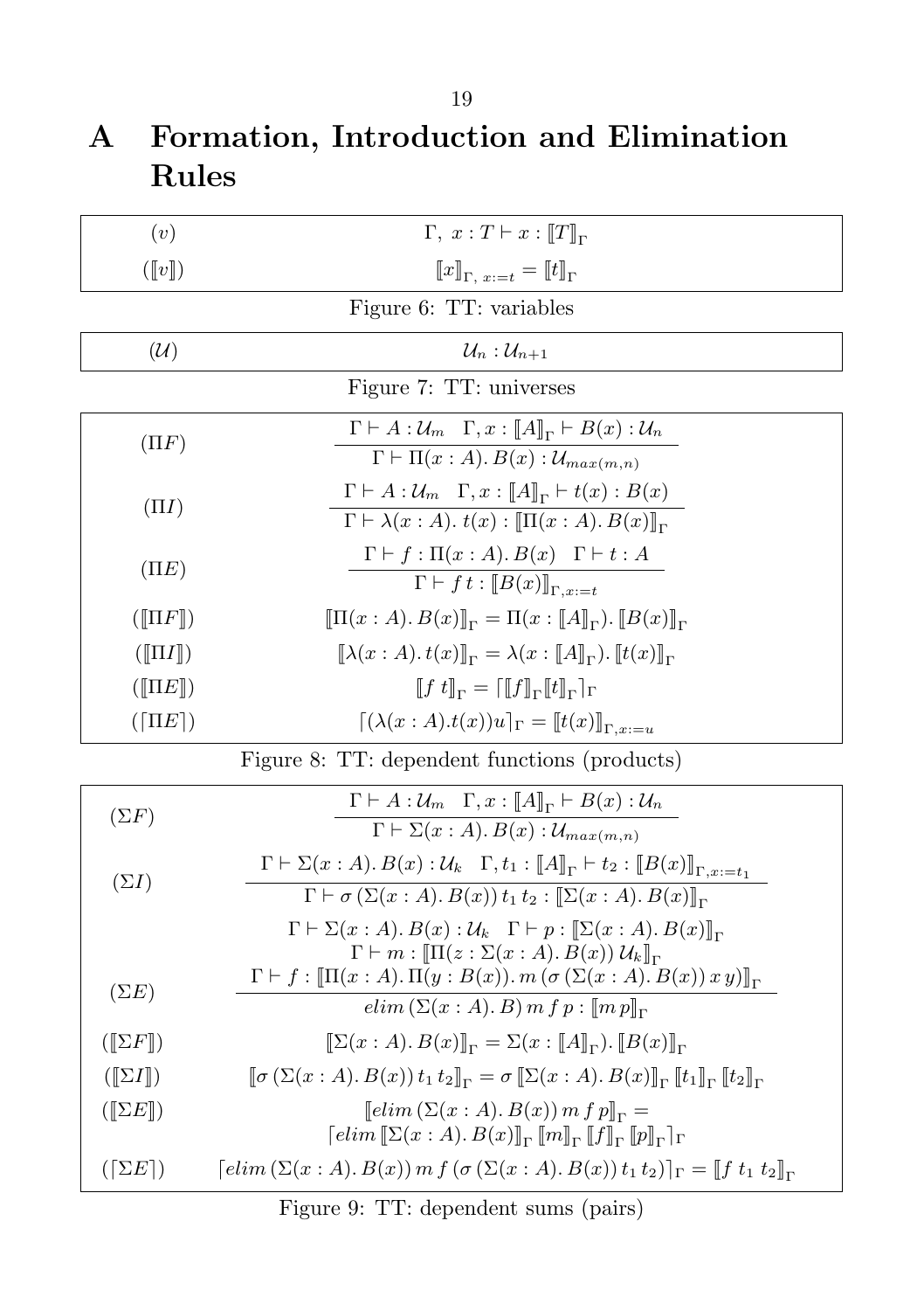# A Formation, Introduction and Elimination Rules

| | |
|---|---|
| $(v)$ | $\Gamma,\ x : T \vdash x : [\![T]\!]_\Gamma$ |
| $([\![v]\!])$ | $[\![x]\!]_{\Gamma,\ x:=t} = [\![t]\!]_\Gamma$ |

Figure 6: TT: variables

| | |
|---|---|
| $(\mathcal{U})$ | $\mathcal{U}_n : \mathcal{U}_{n+1}$ |

Figure 7: TT: universes

| | |
|---|---|
| $(\Pi F)$ | $\dfrac{\Gamma \vdash A : \mathcal{U}_m \quad \Gamma, x : [\![A]\!]_\Gamma \vdash B(x) : \mathcal{U}_n}{\Gamma \vdash \Pi(x : A).\, B(x) : \mathcal{U}_{max(m,n)}}$ |
| $(\Pi I)$ | $\dfrac{\Gamma \vdash A : \mathcal{U}_m \quad \Gamma, x : [\![A]\!]_\Gamma \vdash t(x) : B(x)}{\Gamma \vdash \lambda(x : A).\, t(x) : [\![\Pi(x : A).\, B(x)]\!]_\Gamma}$ |
| $(\Pi E)$ | $\dfrac{\Gamma \vdash f : \Pi(x : A).\, B(x) \quad \Gamma \vdash t : A}{\Gamma \vdash f\, t : [\![B(x)]\!]_{\Gamma, x:=t}}$ |
| $([\![\Pi F]\!])$ | $[\![\Pi(x : A).\, B(x)]\!]_\Gamma = \Pi(x : [\![A]\!]_\Gamma).\, [\![B(x)]\!]_\Gamma$ |
| $([\![\Pi I]\!])$ | $[\![\lambda(x : A).\, t(x)]\!]_\Gamma = \lambda(x : [\![A]\!]_\Gamma).\, [\![t(x)]\!]_\Gamma$ |
| $([\![\Pi E]\!])$ | $[\![f\ t]\!]_\Gamma = \lceil [\![f]\!]_\Gamma [\![t]\!]_\Gamma \rceil_\Gamma$ |
| $(\lceil \Pi E \rceil)$ | $\lceil (\lambda(x : A).t(x))u \rceil_\Gamma = [\![t(x)]\!]_{\Gamma, x:=u}$ |

Figure 8: TT: dependent functions (products)

| | |
|---|---|
| $(\Sigma F)$ | $\dfrac{\Gamma \vdash A : \mathcal{U}_m \quad \Gamma, x : [\![A]\!]_\Gamma \vdash B(x) : \mathcal{U}_n}{\Gamma \vdash \Sigma(x : A).\, B(x) : \mathcal{U}_{max(m,n)}}$ |
| $(\Sigma I)$ | $\dfrac{\Gamma \vdash \Sigma(x : A).\, B(x) : \mathcal{U}_k \quad \Gamma, t_1 : [\![A]\!]_\Gamma \vdash t_2 : [\![B(x)]\!]_{\Gamma, x:=t_1}}{\Gamma \vdash \sigma\, (\Sigma(x : A).\, B(x))\, t_1\, t_2 : [\![\Sigma(x : A).\, B(x)]\!]_\Gamma}$ |
| $(\Sigma E)$ | $\dfrac{\begin{array}{c}\Gamma \vdash \Sigma(x : A).\, B(x) : \mathcal{U}_k \quad \Gamma \vdash p : [\![\Sigma(x : A).\, B(x)]\!]_\Gamma \\ \Gamma \vdash m : [\![\Pi(z : \Sigma(x : A).\, B(x))\, \mathcal{U}_k]\!]_\Gamma \\ \Gamma \vdash f : [\![\Pi(x : A).\, \Pi(y : B(x)).\, m\, (\sigma\, (\Sigma(x : A).\, B(x))\, x\, y)]\!]_\Gamma\end{array}}{elim\, (\Sigma(x : A).\, B)\, m\, f\, p : [\![m\, p]\!]_\Gamma}$ |
| $([\![\Sigma F]\!])$ | $[\![\Sigma(x : A).\, B(x)]\!]_\Gamma = \Sigma(x : [\![A]\!]_\Gamma).\, [\![B(x)]\!]_\Gamma$ |
| $([\![\Sigma I]\!])$ | $[\![\sigma\, (\Sigma(x : A).\, B(x))\, t_1\, t_2]\!]_\Gamma = \sigma\, [\![\Sigma(x : A).\, B(x)]\!]_\Gamma\, [\![t_1]\!]_\Gamma\, [\![t_2]\!]_\Gamma$ |
| $([\![\Sigma E]\!])$ | $[\![elim\, (\Sigma(x : A).\, B(x))\, m\, f\, p]\!]_\Gamma = \lceil elim\, [\![\Sigma(x : A).\, B(x)]\!]_\Gamma\, [\![m]\!]_\Gamma\, [\![f]\!]_\Gamma\, [\![p]\!]_\Gamma \rceil_\Gamma$ |
| $(\lceil \Sigma E \rceil)$ | $\lceil elim\, (\Sigma(x : A).\, B(x))\, m\, f\, (\sigma\, (\Sigma(x : A).\, B(x))\, t_1\, t_2) \rceil_\Gamma = [\![f\ t_1\ t_2]\!]_\Gamma$ |

Figure 9: TT: dependent sums (pairs)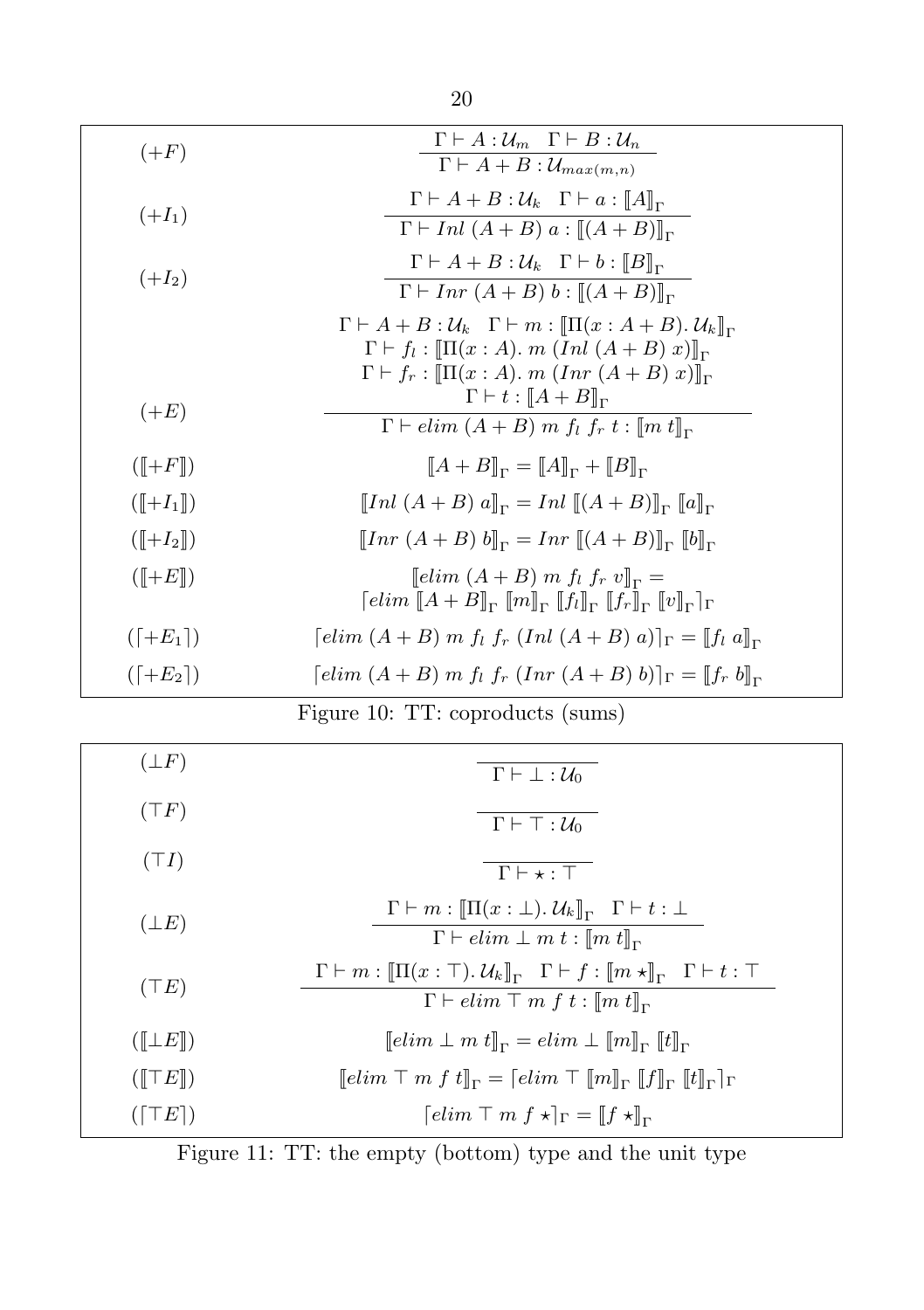| | |
|---|---|
| $(+F)$ | $\dfrac{\Gamma \vdash A : \mathcal{U}_m \quad \Gamma \vdash B : \mathcal{U}_n}{\Gamma \vdash A + B : \mathcal{U}_{max(m,n)}}$ |
| $(+I_1)$ | $\dfrac{\Gamma \vdash A + B : \mathcal{U}_k \quad \Gamma \vdash a : [\![A]\!]_\Gamma}{\Gamma \vdash Inl\ (A+B)\ a : [\![(A+B)]\!]_\Gamma}$ |
| $(+I_2)$ | $\dfrac{\Gamma \vdash A + B : \mathcal{U}_k \quad \Gamma \vdash b : [\![B]\!]_\Gamma}{\Gamma \vdash Inr\ (A+B)\ b : [\![(A+B)]\!]_\Gamma}$ |
| $(+E)$ | $\dfrac{\begin{array}{c}\Gamma \vdash A + B : \mathcal{U}_k \quad \Gamma \vdash m : [\![\Pi(x : A+B).\, \mathcal{U}_k]\!]_\Gamma \\ \Gamma \vdash f_l : [\![\Pi(x : A).\ m\ (Inl\ (A+B)\ x)]\!]_\Gamma \\ \Gamma \vdash f_r : [\![\Pi(x : A).\ m\ (Inr\ (A+B)\ x)]\!]_\Gamma \\ \Gamma \vdash t : [\![A+B]\!]_\Gamma\end{array}}{\Gamma \vdash elim\ (A+B)\ m\ f_l\ f_r\ t : [\![m\ t]\!]_\Gamma}$ |
| $([\![+F]\!])$ | $[\![A+B]\!]_\Gamma = [\![A]\!]_\Gamma + [\![B]\!]_\Gamma$ |
| $([\![+I_1]\!])$ | $[\![Inl\ (A+B)\ a]\!]_\Gamma = Inl\ [\![(A+B)]\!]_\Gamma\ [\![a]\!]_\Gamma$ |
| $([\![+I_2]\!])$ | $[\![Inr\ (A+B)\ b]\!]_\Gamma = Inr\ [\![(A+B)]\!]_\Gamma\ [\![b]\!]_\Gamma$ |
| $([\![+E]\!])$ | $[\![elim\ (A+B)\ m\ f_l\ f_r\ v]\!]_\Gamma =$ $\lceil elim\ [\![A+B]\!]_\Gamma\ [\![m]\!]_\Gamma\ [\![f_l]\!]_\Gamma\ [\![f_r]\!]_\Gamma\ [\![v]\!]_\Gamma \rceil_\Gamma$ |
| $(\lceil +E_1 \rceil)$ | $\lceil elim\ (A+B)\ m\ f_l\ f_r\ (Inl\ (A+B)\ a)\rceil_\Gamma = [\![f_l\ a]\!]_\Gamma$ |
| $(\lceil +E_2 \rceil)$ | $\lceil elim\ (A+B)\ m\ f_l\ f_r\ (Inr\ (A+B)\ b)\rceil_\Gamma = [\![f_r\ b]\!]_\Gamma$ |

Figure 10: TT: coproducts (sums)

| | |
|---|---|
| $(\bot F)$ | $\dfrac{}{\Gamma \vdash \bot : \mathcal{U}_0}$ |
| $(\top F)$ | $\dfrac{}{\Gamma \vdash \top : \mathcal{U}_0}$ |
| $(\top I)$ | $\dfrac{}{\Gamma \vdash \star : \top}$ |
| $(\bot E)$ | $\dfrac{\Gamma \vdash m : [\![\Pi(x : \bot).\, \mathcal{U}_k]\!]_\Gamma \quad \Gamma \vdash t : \bot}{\Gamma \vdash elim\ \bot\ m\ t : [\![m\ t]\!]_\Gamma}$ |
| $(\top E)$ | $\dfrac{\Gamma \vdash m : [\![\Pi(x : \top).\, \mathcal{U}_k]\!]_\Gamma \quad \Gamma \vdash f : [\![m\ \star]\!]_\Gamma \quad \Gamma \vdash t : \top}{\Gamma \vdash elim\ \top\ m\ f\ t : [\![m\ t]\!]_\Gamma}$ |
| $([\![\bot E]\!])$ | $[\![elim\ \bot\ m\ t]\!]_\Gamma = elim\ \bot\ [\![m]\!]_\Gamma\ [\![t]\!]_\Gamma$ |
| $([\![\top E]\!])$ | $[\![elim\ \top\ m\ f\ t]\!]_\Gamma = \lceil elim\ \top\ [\![m]\!]_\Gamma\ [\![f]\!]_\Gamma\ [\![t]\!]_\Gamma \rceil_\Gamma$ |
| $(\lceil \top E \rceil)$ | $\lceil elim\ \top\ m\ f\ \star \rceil_\Gamma = [\![f\ \star]\!]_\Gamma$ |

Figure 11: TT: the empty (bottom) type and the unit type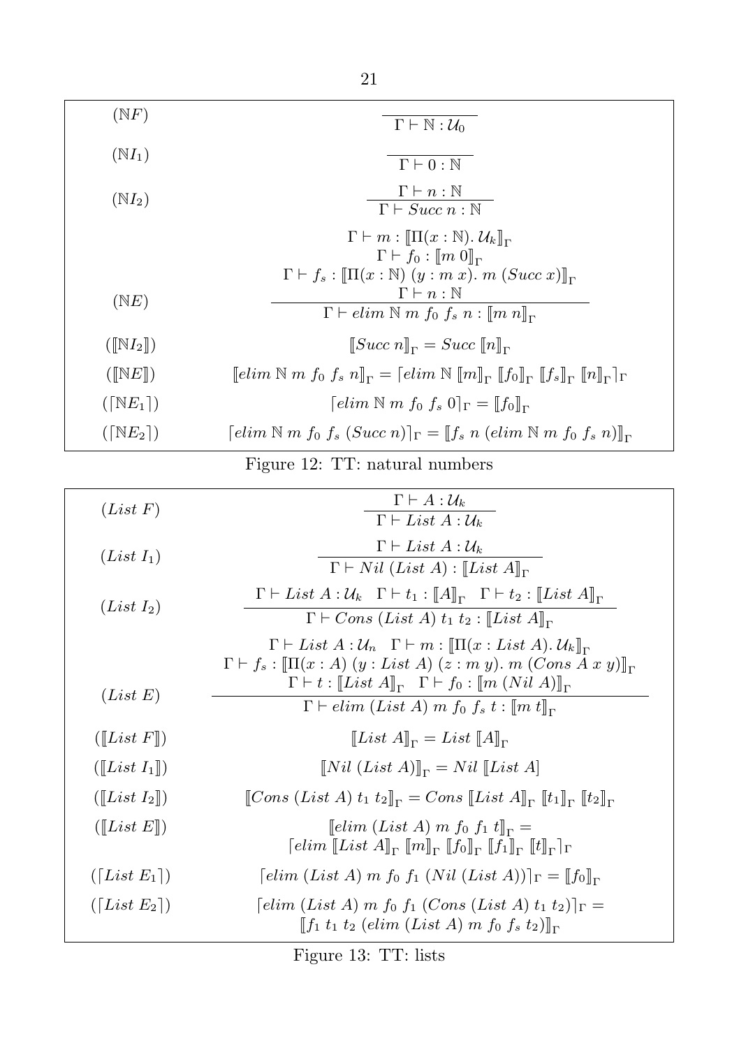| Rule | |
|---|---|
| $(\mathbb{N}F)$ | $\dfrac{}{\Gamma \vdash \mathbb{N} : \mathcal{U}_0}$ |
| $(\mathbb{N}I_1)$ | $\dfrac{}{\Gamma \vdash 0 : \mathbb{N}}$ |
| $(\mathbb{N}I_2)$ | $\dfrac{\Gamma \vdash n : \mathbb{N}}{\Gamma \vdash Succ\ n : \mathbb{N}}$ |
| $(\mathbb{N}E)$ | $\dfrac{\begin{array}{c}\Gamma \vdash m : [\![\Pi(x:\mathbb{N}).\, \mathcal{U}_k]\!]_\Gamma \\ \Gamma \vdash f_0 : [\![m\ 0]\!]_\Gamma \\ \Gamma \vdash f_s : [\![\Pi(x:\mathbb{N})\ (y : m\ x).\ m\ (Succ\ x)]\!]_\Gamma \\ \Gamma \vdash n : \mathbb{N}\end{array}}{\Gamma \vdash elim\ \mathbb{N}\ m\ f_0\ f_s\ n : [\![m\ n]\!]_\Gamma}$ |
| $([\![\mathbb{N}I_2]\!])$ | $[\![Succ\ n]\!]_\Gamma = Succ\ [\![n]\!]_\Gamma$ |
| $([\![\mathbb{N}E]\!])$ | $[\![elim\ \mathbb{N}\ m\ f_0\ f_s\ n]\!]_\Gamma = \lceil elim\ \mathbb{N}\ [\![m]\!]_\Gamma\ [\![f_0]\!]_\Gamma\ [\![f_s]\!]_\Gamma\ [\![n]\!]_\Gamma \rceil_\Gamma$ |
| $(\lceil \mathbb{N}E_1 \rceil)$ | $\lceil elim\ \mathbb{N}\ m\ f_0\ f_s\ 0 \rceil_\Gamma = [\![f_0]\!]_\Gamma$ |
| $(\lceil \mathbb{N}E_2 \rceil)$ | $\lceil elim\ \mathbb{N}\ m\ f_0\ f_s\ (Succ\ n) \rceil_\Gamma = [\![f_s\ n\ (elim\ \mathbb{N}\ m\ f_0\ f_s\ n)]\!]_\Gamma$ |

Figure 12: TT: natural numbers

| Rule | |
|---|---|
| $(List\ F)$ | $\dfrac{\Gamma \vdash A : \mathcal{U}_k}{\Gamma \vdash List\ A : \mathcal{U}_k}$ |
| $(List\ I_1)$ | $\dfrac{\Gamma \vdash List\ A : \mathcal{U}_k}{\Gamma \vdash Nil\ (List\ A) : [\![List\ A]\!]_\Gamma}$ |
| $(List\ I_2)$ | $\dfrac{\Gamma \vdash List\ A : \mathcal{U}_k \quad \Gamma \vdash t_1 : [\![A]\!]_\Gamma \quad \Gamma \vdash t_2 : [\![List\ A]\!]_\Gamma}{\Gamma \vdash Cons\ (List\ A)\ t_1\ t_2 : [\![List\ A]\!]_\Gamma}$ |
| $(List\ E)$ | $\dfrac{\begin{array}{c}\Gamma \vdash List\ A : \mathcal{U}_n \quad \Gamma \vdash m : [\![\Pi(x : List\ A).\, \mathcal{U}_k]\!]_\Gamma \\ \Gamma \vdash f_s : [\![\Pi(x:A)\ (y : List\ A)\ (z : m\ y).\ m\ (Cons\ A\ x\ y)]\!]_\Gamma \\ \Gamma \vdash t : [\![List\ A]\!]_\Gamma \quad \Gamma \vdash f_0 : [\![m\ (Nil\ A)]\!]_\Gamma\end{array}}{\Gamma \vdash elim\ (List\ A)\ m\ f_0\ f_s\ t : [\![m\ t]\!]_\Gamma}$ |
| $([\![List\ F]\!])$ | $[\![List\ A]\!]_\Gamma = List\ [\![A]\!]_\Gamma$ |
| $([\![List\ I_1]\!])$ | $[\![Nil\ (List\ A)]\!]_\Gamma = Nil\ [\![List\ A]\!]$ |
| $([\![List\ I_2]\!])$ | $[\![Cons\ (List\ A)\ t_1\ t_2]\!]_\Gamma = Cons\ [\![List\ A]\!]_\Gamma\ [\![t_1]\!]_\Gamma\ [\![t_2]\!]_\Gamma$ |
| $([\![List\ E]\!])$ | $[\![elim\ (List\ A)\ m\ f_0\ f_1\ t]\!]_\Gamma = \lceil elim\ [\![List\ A]\!]_\Gamma\ [\![m]\!]_\Gamma\ [\![f_0]\!]_\Gamma\ [\![f_1]\!]_\Gamma\ [\![t]\!]_\Gamma \rceil_\Gamma$ |
| $(\lceil List\ E_1 \rceil)$ | $\lceil elim\ (List\ A)\ m\ f_0\ f_1\ (Nil\ (List\ A)) \rceil_\Gamma = [\![f_0]\!]_\Gamma$ |
| $(\lceil List\ E_2 \rceil)$ | $\lceil elim\ (List\ A)\ m\ f_0\ f_1\ (Cons\ (List\ A)\ t_1\ t_2) \rceil_\Gamma = [\![f_1\ t_1\ t_2\ (elim\ (List\ A)\ m\ f_0\ f_s\ t_2)]\!]_\Gamma$ |

Figure 13: TT: lists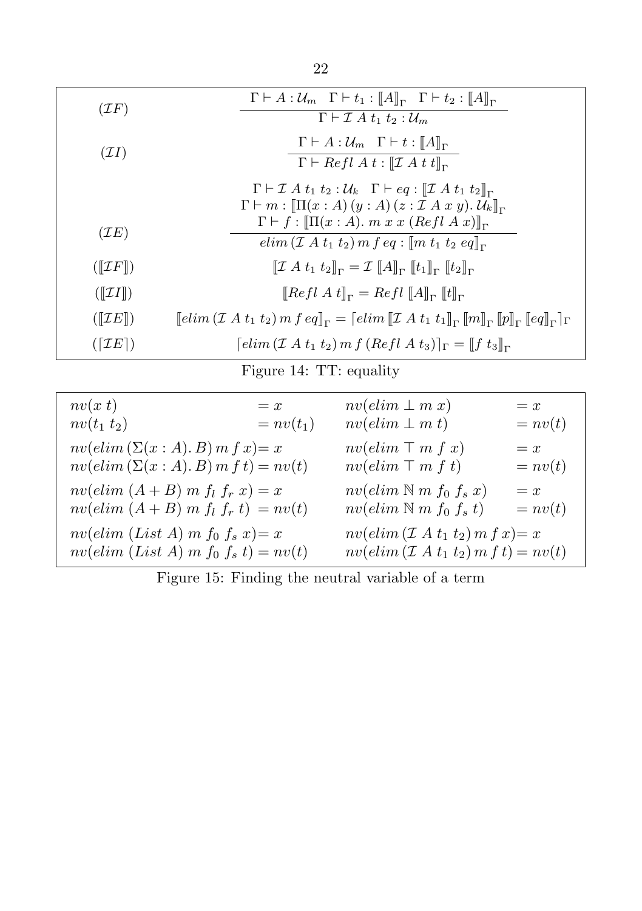| | |
|---|---|
| $(\mathcal{I}F)$ | $$\frac{\Gamma \vdash A : \mathcal{U}_m \quad \Gamma \vdash t_1 : [\![A]\!]_\Gamma \quad \Gamma \vdash t_2 : [\![A]\!]_\Gamma}{\Gamma \vdash \mathcal{I}\ A\ t_1\ t_2 : \mathcal{U}_m}$$ |
| $(\mathcal{I}I)$ | $$\frac{\Gamma \vdash A : \mathcal{U}_m \quad \Gamma \vdash t : [\![A]\!]_\Gamma}{\Gamma \vdash Refl\ A\ t : [\![\mathcal{I}\ A\ t\ t]\!]_\Gamma}$$ |
| $(\mathcal{I}E)$ | $$\frac{\begin{array}{c}\Gamma \vdash \mathcal{I}\ A\ t_1\ t_2 : \mathcal{U}_k \quad \Gamma \vdash eq : [\![\mathcal{I}\ A\ t_1\ t_2]\!]_\Gamma \\ \Gamma \vdash m : [\![\Pi(x : A)\,(y : A)\,(z : \mathcal{I}\ A\ x\ y).\,\mathcal{U}_k]\!]_\Gamma \\ \Gamma \vdash f : [\![\Pi(x : A).\ m\ x\ x\ (Refl\ A\ x)]\!]_\Gamma\end{array}}{elim\,(\mathcal{I}\ A\ t_1\ t_2)\,m\,f\,eq : [\![m\ t_1\ t_2\ eq]\!]_\Gamma}$$ |
| $([\![\mathcal{I}F]\!])$ | $[\![\mathcal{I}\ A\ t_1\ t_2]\!]_\Gamma = \mathcal{I}\ [\![A]\!]_\Gamma\ [\![t_1]\!]_\Gamma\ [\![t_2]\!]_\Gamma$ |
| $([\![\mathcal{I}I]\!])$ | $[\![Refl\ A\ t]\!]_\Gamma = Refl\ [\![A]\!]_\Gamma\ [\![t]\!]_\Gamma$ |
| $([\![\mathcal{I}E]\!])$ | $[\![elim\,(\mathcal{I}\ A\ t_1\ t_2)\,m\,f\,eq]\!]_\Gamma = \lceil elim\,[\![\mathcal{I}\ A\ t_1\ t_1]\!]_\Gamma\,[\![m]\!]_\Gamma\,[\![p]\!]_\Gamma\,[\![eq]\!]_\Gamma \rceil_\Gamma$ |
| $(\lceil \mathcal{I}E \rceil)$ | $\lceil elim\,(\mathcal{I}\ A\ t_1\ t_2)\,m\,f\,(Refl\ A\ t_3) \rceil_\Gamma = [\![f\ t_3]\!]_\Gamma$ |

Figure 14: TT: equality

| | | | |
|---|---|---|---|
| $nv(x\ t)$ | $= x$ | $nv(elim\ \bot\ m\ x)$ | $= x$ |
| $nv(t_1\ t_2)$ | $= nv(t_1)$ | $nv(elim\ \bot\ m\ t)$ | $= nv(t)$ |
| $nv(elim\,(\Sigma(x : A).\,B)\,m\,f\,x)$ | $= x$ | $nv(elim\ \top\ m\ f\ x)$ | $= x$ |
| $nv(elim\,(\Sigma(x : A).\,B)\,m\,f\,t)$ | $= nv(t)$ | $nv(elim\ \top\ m\ f\ t)$ | $= nv(t)$ |
| $nv(elim\ (A + B)\ m\ f_l\ f_r\ x)$ | $= x$ | $nv(elim\ \mathbb{N}\ m\ f_0\ f_s\ x)$ | $= x$ |
| $nv(elim\ (A + B)\ m\ f_l\ f_r\ t)$ | $= nv(t)$ | $nv(elim\ \mathbb{N}\ m\ f_0\ f_s\ t)$ | $= nv(t)$ |
| $nv(elim\ (List\ A)\ m\ f_0\ f_s\ x)$ | $= x$ | $nv(elim\,(\mathcal{I}\ A\ t_1\ t_2)\,m\,f\,x)$ | $= x$ |
| $nv(elim\ (List\ A)\ m\ f_0\ f_s\ t)$ | $= nv(t)$ | $nv(elim\,(\mathcal{I}\ A\ t_1\ t_2)\,m\,f\,t)$ | $= nv(t)$ |

Figure 15: Finding the neutral variable of a term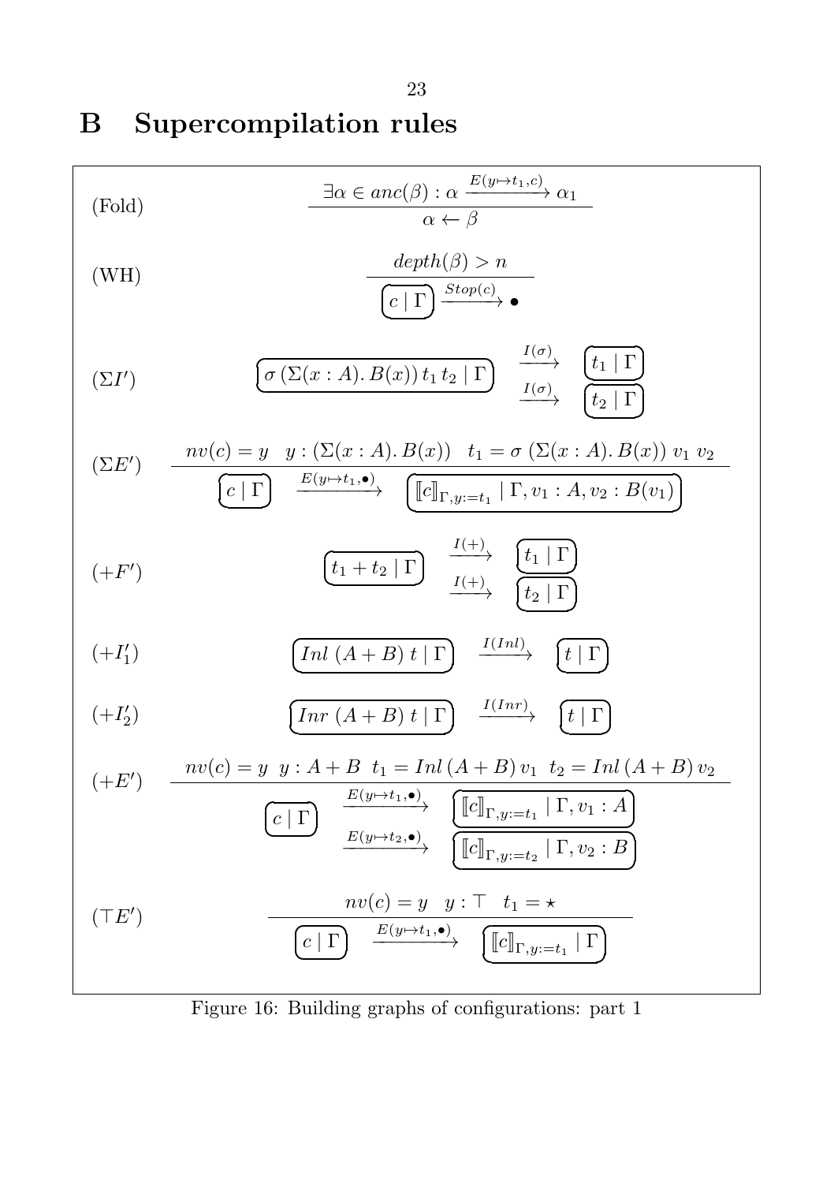# B Supercompilation rules

(Fold)

$$\frac{\exists \alpha \in anc(\beta) : \alpha \xrightarrow{E(y \mapsto t_1, c)} \alpha_1}{\alpha \leftarrow \beta}$$

(WH)

$$\frac{depth(\beta) > n}{\boxed{c \mid \Gamma} \xrightarrow{Stop(c)} \bullet}$$

$(\Sigma I')$

$$\boxed{\sigma\,(\Sigma(x : A).\, B(x))\, t_1\, t_2 \mid \Gamma} \quad \begin{array}{l} \xrightarrow{I(\sigma)} \quad \boxed{t_1 \mid \Gamma} \\ \xrightarrow{I(\sigma)} \quad \boxed{t_2 \mid \Gamma} \end{array}$$

$(\Sigma E')$

$$\frac{nv(c) = y \quad y : (\Sigma(x : A).\, B(x)) \quad t_1 = \sigma\ (\Sigma(x : A).\, B(x))\ v_1\ v_2}{\boxed{c \mid \Gamma} \quad \xrightarrow{E(y \mapsto t_1, \bullet)} \quad \boxed{[\![c]\!]_{\Gamma, y := t_1} \mid \Gamma, v_1 : A, v_2 : B(v_1)}}$$

$(+F')$

$$\boxed{t_1 + t_2 \mid \Gamma} \quad \begin{array}{l} \xrightarrow{I(+)} \quad \boxed{t_1 \mid \Gamma} \\ \xrightarrow{I(+)} \quad \boxed{t_2 \mid \Gamma} \end{array}$$

$(+I_1')$

$$\boxed{Inl\ (A + B)\ t \mid \Gamma} \quad \xrightarrow{I(Inl)} \quad \boxed{t \mid \Gamma}$$

$(+I_2')$

$$\boxed{Inr\ (A + B)\ t \mid \Gamma} \quad \xrightarrow{I(Inr)} \quad \boxed{t \mid \Gamma}$$

$(+E')$

$$\frac{nv(c) = y \ \ y : A + B \ \ t_1 = Inl\, (A + B)\, v_1 \ \ t_2 = Inl\, (A + B)\, v_2}{\boxed{c \mid \Gamma} \quad \begin{array}{l} \xrightarrow{E(y \mapsto t_1, \bullet)} \quad \boxed{[\![c]\!]_{\Gamma, y := t_1} \mid \Gamma, v_1 : A} \\ \xrightarrow{E(y \mapsto t_2, \bullet)} \quad \boxed{[\![c]\!]_{\Gamma, y := t_2} \mid \Gamma, v_2 : B} \end{array}}$$

$(\top E')$

$$\frac{nv(c) = y \quad y : \top \quad t_1 = \star}{\boxed{c \mid \Gamma} \quad \xrightarrow{E(y \mapsto t_1, \bullet)} \quad \boxed{[\![c]\!]_{\Gamma, y := t_1} \mid \Gamma}}$$

Figure 16: Building graphs of configurations: part 1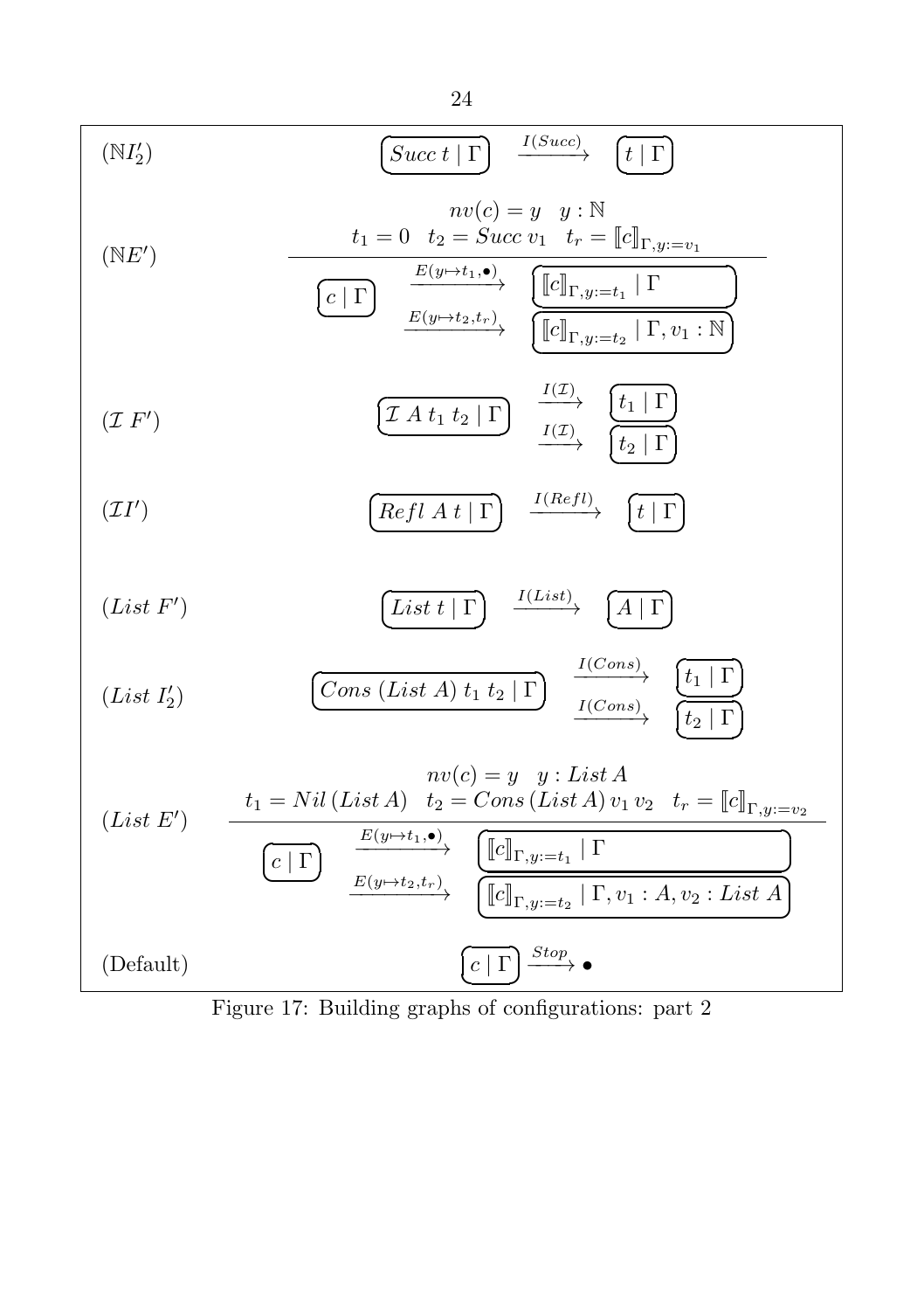$(\mathbb{N}I_2')$

$$\boxed{Succ\; t \mid \Gamma} \xrightarrow{I(Succ)} \boxed{t \mid \Gamma}$$

$(\mathbb{N}E')$

$$\frac{nv(c) = y \quad y : \mathbb{N} \qquad t_1 = 0 \quad t_2 = Succ\; v_1 \quad t_r = [\![c]\!]_{\Gamma, y := v_1}}{\boxed{c \mid \Gamma} \begin{array}{l} \xrightarrow{E(y \mapsto t_1, \bullet)} \boxed{[\![c]\!]_{\Gamma, y := t_1} \mid \Gamma} \\ \xrightarrow{E(y \mapsto t_2, t_r)} \boxed{[\![c]\!]_{\Gamma, y := t_2} \mid \Gamma, v_1 : \mathbb{N}} \end{array}}$$

$(\mathcal{I}\; F')$

$$\boxed{\mathcal{I}\; A\; t_1\; t_2 \mid \Gamma} \begin{array}{l} \xrightarrow{I(\mathcal{I})} \boxed{t_1 \mid \Gamma} \\ \xrightarrow{I(\mathcal{I})} \boxed{t_2 \mid \Gamma} \end{array}$$

$(\mathcal{I}I')$

$$\boxed{Refl\; A\; t \mid \Gamma} \xrightarrow{I(Refl)} \boxed{t \mid \Gamma}$$

$(List\; F')$

$$\boxed{List\; t \mid \Gamma} \xrightarrow{I(List)} \boxed{A \mid \Gamma}$$

$(List\; I_2')$

$$\boxed{Cons\; (List\; A)\; t_1\; t_2 \mid \Gamma} \begin{array}{l} \xrightarrow{I(Cons)} \boxed{t_1 \mid \Gamma} \\ \xrightarrow{I(Cons)} \boxed{t_2 \mid \Gamma} \end{array}$$

$(List\; E')$

$$\frac{nv(c) = y \quad y : List\; A \qquad t_1 = Nil\,(List\; A) \quad t_2 = Cons\,(List\; A)\; v_1\; v_2 \quad t_r = [\![c]\!]_{\Gamma, y := v_2}}{\boxed{c \mid \Gamma} \begin{array}{l} \xrightarrow{E(y \mapsto t_1, \bullet)} \boxed{[\![c]\!]_{\Gamma, y := t_1} \mid \Gamma} \\ \xrightarrow{E(y \mapsto t_2, t_r)} \boxed{[\![c]\!]_{\Gamma, y := t_2} \mid \Gamma, v_1 : A, v_2 : List\; A} \end{array}}$$

(Default)

$$\boxed{c \mid \Gamma} \xrightarrow{Stop} \bullet$$

Figure 17: Building graphs of configurations: part 2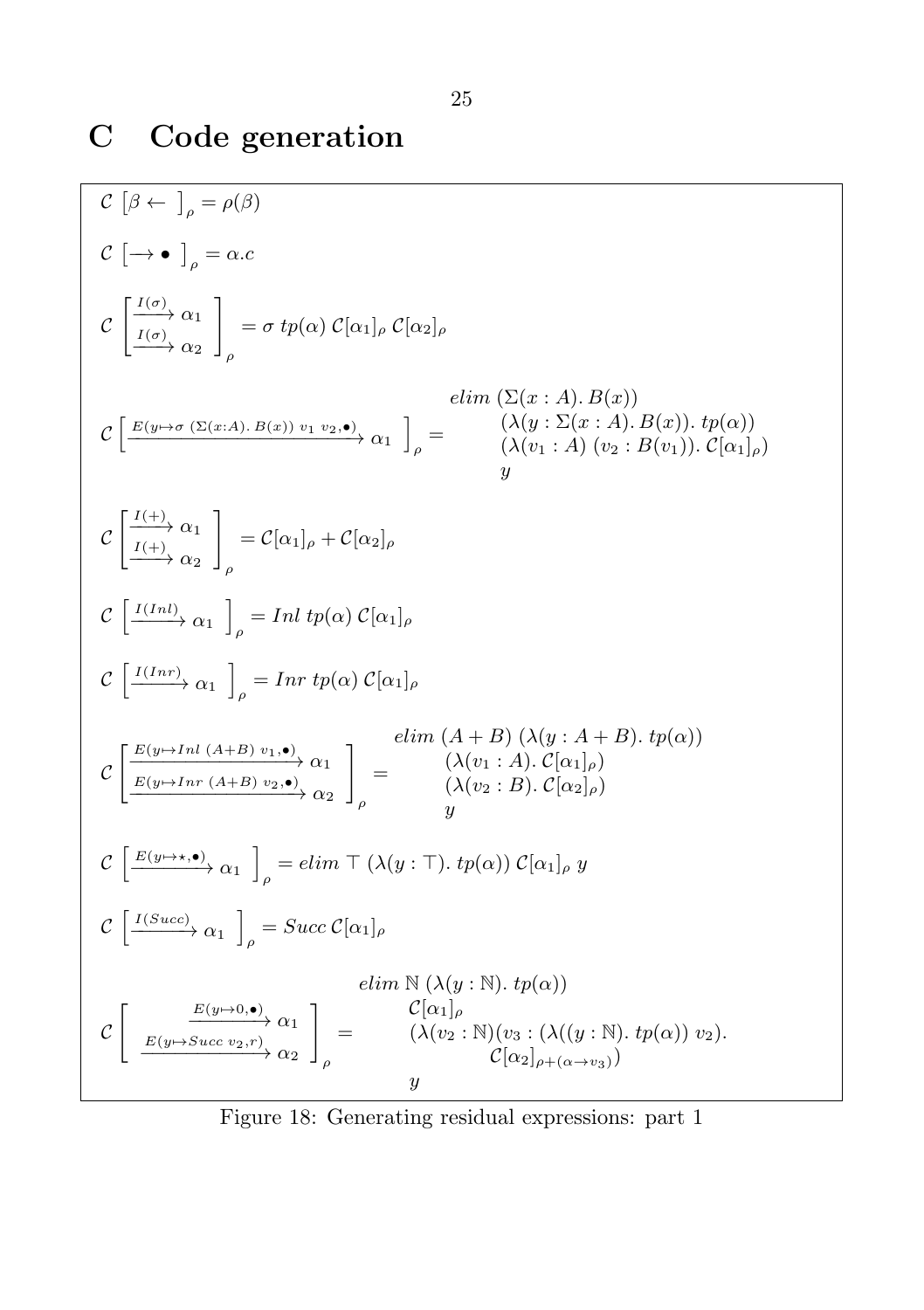# C Code generation

$$\mathcal{C}\ \left[\beta \leftarrow\ \right]_\rho = \rho(\beta)$$

$$\mathcal{C}\ \left[\rightarrow \bullet\ \right]_\rho = \alpha.c$$

$$\mathcal{C}\left[\begin{array}{l}\xrightarrow{I(\sigma)} \alpha_1 \\ \xrightarrow{I(\sigma)} \alpha_2\end{array}\right]_\rho = \sigma\ tp(\alpha)\ \mathcal{C}[\alpha_1]_\rho\ \mathcal{C}[\alpha_2]_\rho$$

$$\mathcal{C}\left[\xrightarrow{E(y \mapsto \sigma\ (\Sigma(x:A).\,B(x))\ v_1\ v_2, \bullet)} \alpha_1\ \right]_\rho = \begin{array}{l} elim\ (\Sigma(x:A).\,B(x)) \\ \quad (\lambda(y:\Sigma(x:A).\,B(x)).\ tp(\alpha)) \\ \quad (\lambda(v_1:A)\ (v_2:B(v_1)).\ \mathcal{C}[\alpha_1]_\rho) \\ \quad y \end{array}$$

$$\mathcal{C}\left[\begin{array}{l}\xrightarrow{I(+)} \alpha_1 \\ \xrightarrow{I(+)} \alpha_2\end{array}\right]_\rho = \mathcal{C}[\alpha_1]_\rho + \mathcal{C}[\alpha_2]_\rho$$

$$\mathcal{C}\ \left[\xrightarrow{I(Inl)} \alpha_1\ \right]_\rho = Inl\ tp(\alpha)\ \mathcal{C}[\alpha_1]_\rho$$

$$\mathcal{C}\ \left[\xrightarrow{I(Inr)} \alpha_1\ \right]_\rho = Inr\ tp(\alpha)\ \mathcal{C}[\alpha_1]_\rho$$

$$\mathcal{C}\left[\begin{array}{l}\xrightarrow{E(y \mapsto Inl\ (A+B)\ v_1, \bullet)} \alpha_1 \\ \xrightarrow{E(y \mapsto Inr\ (A+B)\ v_2, \bullet)} \alpha_2\end{array}\right]_\rho = \begin{array}{l} elim\ (A+B)\ (\lambda(y:A+B).\ tp(\alpha)) \\ \quad (\lambda(v_1:A).\ \mathcal{C}[\alpha_1]_\rho) \\ \quad (\lambda(v_2:B).\ \mathcal{C}[\alpha_2]_\rho) \\ \quad y \end{array}$$

$$\mathcal{C}\ \left[\xrightarrow{E(y \mapsto \star, \bullet)} \alpha_1\ \right]_\rho = elim\ \top\ (\lambda(y:\top).\ tp(\alpha))\ \mathcal{C}[\alpha_1]_\rho\ y$$

$$\mathcal{C}\ \left[\xrightarrow{I(Succ)} \alpha_1\ \right]_\rho = Succ\ \mathcal{C}[\alpha_1]_\rho$$

$$\mathcal{C}\left[\begin{array}{r}\xrightarrow{E(y \mapsto 0, \bullet)} \alpha_1 \\ \xrightarrow{E(y \mapsto Succ\ v_2, r)} \alpha_2\end{array}\right]_\rho = \begin{array}{l} elim\ \mathbb{N}\ (\lambda(y:\mathbb{N}).\ tp(\alpha)) \\ \quad \mathcal{C}[\alpha_1]_\rho \\ \quad (\lambda(v_2:\mathbb{N})(v_3:(\lambda((y:\mathbb{N}).\ tp(\alpha))\ v_2). \\ \qquad\qquad \mathcal{C}[\alpha_2]_{\rho+(\alpha \rightarrow v_3)}) \\ \quad y \end{array}$$

Figure 18: Generating residual expressions: part 1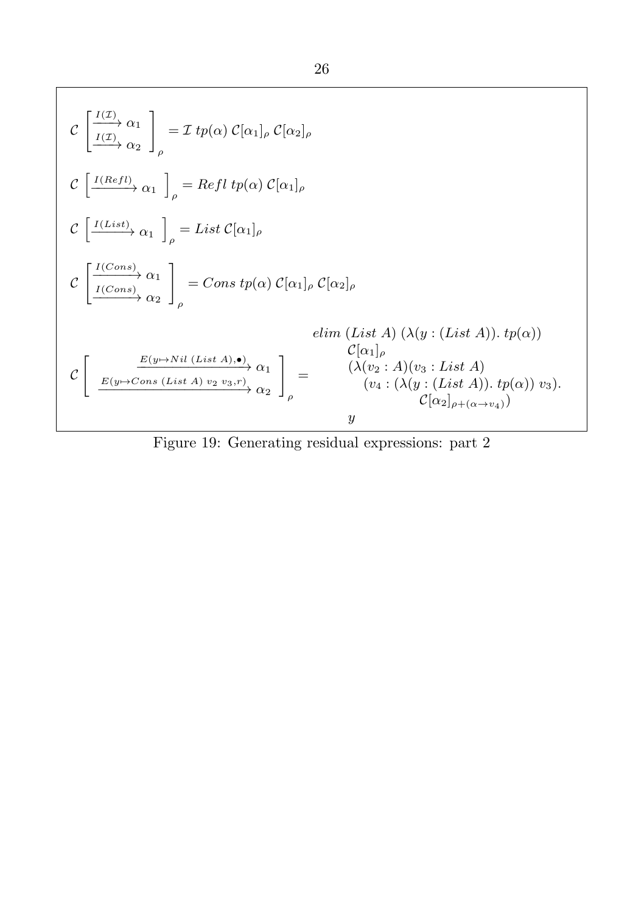$$\mathcal{C}\left[\begin{array}{l}\xrightarrow{I(\mathcal{I})} \alpha_1 \\ \xrightarrow{I(\mathcal{I})} \alpha_2\end{array}\right]_\rho = \mathcal{I}\ tp(\alpha)\ \mathcal{C}[\alpha_1]_\rho\ \mathcal{C}[\alpha_2]_\rho$$

$$\mathcal{C}\left[\xrightarrow{I(Refl)} \alpha_1\right]_\rho = Refl\ tp(\alpha)\ \mathcal{C}[\alpha_1]_\rho$$

$$\mathcal{C}\left[\xrightarrow{I(List)} \alpha_1\right]_\rho = List\ \mathcal{C}[\alpha_1]_\rho$$

$$\mathcal{C}\left[\begin{array}{l}\xrightarrow{I(Cons)} \alpha_1 \\ \xrightarrow{I(Cons)} \alpha_2\end{array}\right]_\rho = Cons\ tp(\alpha)\ \mathcal{C}[\alpha_1]_\rho\ \mathcal{C}[\alpha_2]_\rho$$

$$\mathcal{C}\left[\begin{array}{r}\xrightarrow{E(y \mapsto Nil\ (List\ A), \bullet)} \alpha_1 \\ \xrightarrow{E(y \mapsto Cons\ (List\ A)\ v_2\ v_3, r)} \alpha_2\end{array}\right]_\rho = \begin{array}{l} elim\ (List\ A)\ (\lambda(y : (List\ A)).\ tp(\alpha)) \\ \quad \mathcal{C}[\alpha_1]_\rho \\ \quad (\lambda(v_2 : A)(v_3 : List\ A) \\ \quad\quad (v_4 : (\lambda(y : (List\ A)).\ tp(\alpha))\ v_3). \\ \quad\quad\quad \mathcal{C}[\alpha_2]_{\rho + (\alpha \to v_4)}) \\ \quad y \end{array}$$

Figure 19: Generating residual expressions: part 2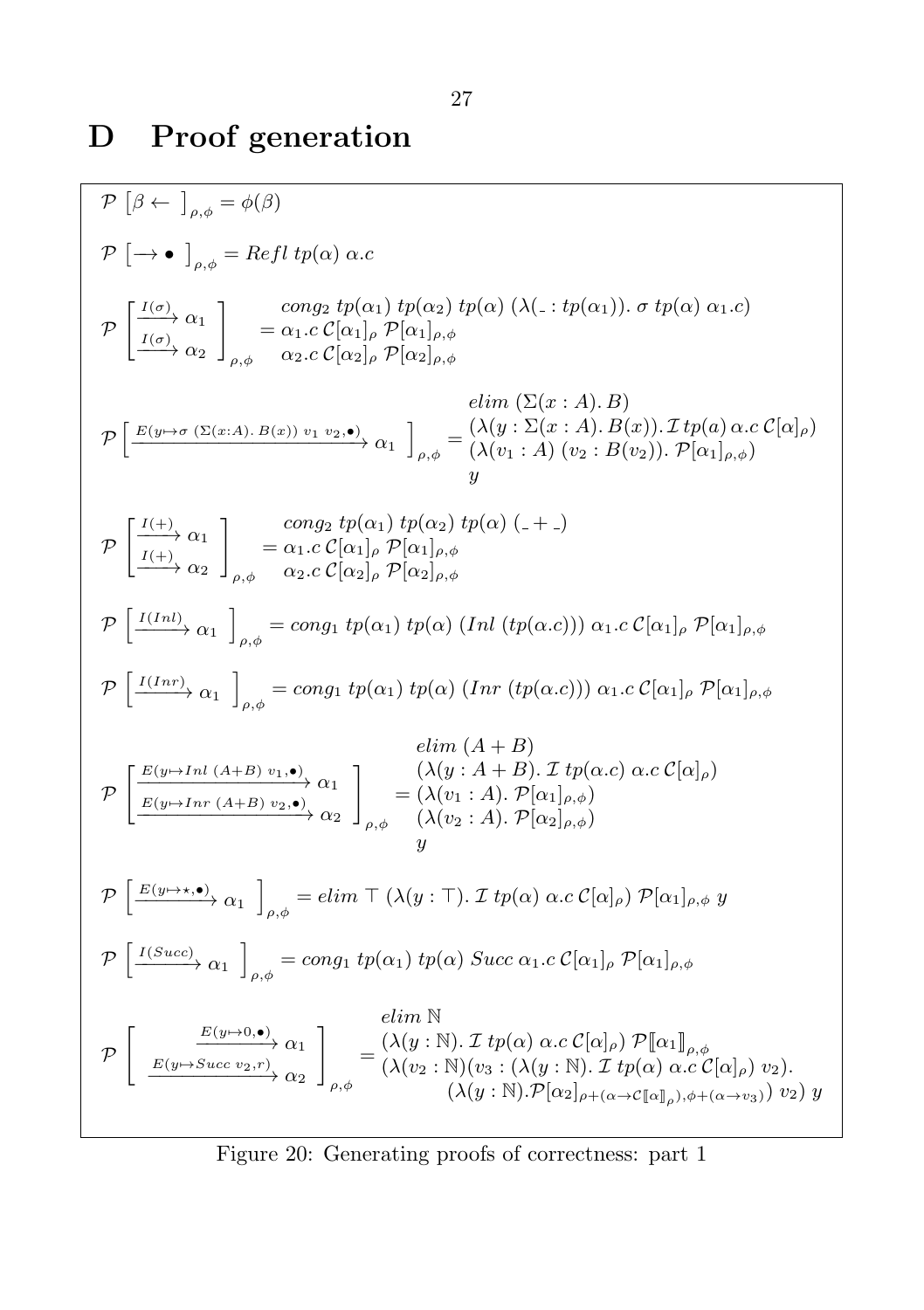# D Proof generation

$$\mathcal{P}\left[\beta \leftarrow \ \right]_{\rho,\phi} = \phi(\beta)$$

$$\mathcal{P}\left[\rightarrow \bullet \ \right]_{\rho,\phi} = \mathit{Refl}\ tp(\alpha)\ \alpha.c$$

$$\mathcal{P}\begin{bmatrix} \xrightarrow{I(\sigma)} \alpha_1 \\ \xrightarrow{I(\sigma)} \alpha_2 \end{bmatrix}_{\rho,\phi} = \begin{array}{l} cong_2\ tp(\alpha_1)\ tp(\alpha_2)\ tp(\alpha)\ (\lambda(\_ : tp(\alpha_1)).\ \sigma\ tp(\alpha)\ \alpha_1.c) \\ \alpha_1.c\ \mathcal{C}[\alpha_1]_\rho\ \mathcal{P}[\alpha_1]_{\rho,\phi} \\ \alpha_2.c\ \mathcal{C}[\alpha_2]_\rho\ \mathcal{P}[\alpha_2]_{\rho,\phi} \end{array}$$

$$\mathcal{P}\left[\xrightarrow{E(y \mapsto \sigma\ (\Sigma(x:A).\ B(x))\ v_1\ v_2, \bullet)} \alpha_1 \ \right]_{\rho,\phi} = \begin{array}{l} elim\ (\Sigma(x : A).\ B) \\ (\lambda(y : \Sigma(x : A).\ B(x)).\ \mathcal{I}\ tp(a)\ \alpha.c\ \mathcal{C}[\alpha]_\rho) \\ (\lambda(v_1 : A)\ (v_2 : B(v_2)).\ \mathcal{P}[\alpha_1]_{\rho,\phi}) \\ y \end{array}$$

$$\mathcal{P}\begin{bmatrix} \xrightarrow{I(+)} \alpha_1 \\ \xrightarrow{I(+)} \alpha_2 \end{bmatrix}_{\rho,\phi} = \begin{array}{l} cong_2\ tp(\alpha_1)\ tp(\alpha_2)\ tp(\alpha)\ (\_ + \_) \\ \alpha_1.c\ \mathcal{C}[\alpha_1]_\rho\ \mathcal{P}[\alpha_1]_{\rho,\phi} \\ \alpha_2.c\ \mathcal{C}[\alpha_2]_\rho\ \mathcal{P}[\alpha_2]_{\rho,\phi} \end{array}$$

$$\mathcal{P}\left[\xrightarrow{I(Inl)} \alpha_1 \ \right]_{\rho,\phi} = cong_1\ tp(\alpha_1)\ tp(\alpha)\ (Inl\ (tp(\alpha.c)))\ \alpha_1.c\ \mathcal{C}[\alpha_1]_\rho\ \mathcal{P}[\alpha_1]_{\rho,\phi}$$

$$\mathcal{P}\left[\xrightarrow{I(Inr)} \alpha_1 \ \right]_{\rho,\phi} = cong_1\ tp(\alpha_1)\ tp(\alpha)\ (Inr\ (tp(\alpha.c)))\ \alpha_1.c\ \mathcal{C}[\alpha_1]_\rho\ \mathcal{P}[\alpha_1]_{\rho,\phi}$$

$$\mathcal{P}\begin{bmatrix} \xrightarrow{E(y \mapsto Inl\ (A+B)\ v_1, \bullet)} \alpha_1 \\ \xrightarrow{E(y \mapsto Inr\ (A+B)\ v_2, \bullet)} \alpha_2 \end{bmatrix}_{\rho,\phi} = \begin{array}{l} elim\ (A + B) \\ (\lambda(y : A + B).\ \mathcal{I}\ tp(\alpha.c)\ \alpha.c\ \mathcal{C}[\alpha]_\rho) \\ (\lambda(v_1 : A).\ \mathcal{P}[\alpha_1]_{\rho,\phi}) \\ (\lambda(v_2 : A).\ \mathcal{P}[\alpha_2]_{\rho,\phi}) \\ y \end{array}$$

$$\mathcal{P}\left[\xrightarrow{E(y \mapsto \star, \bullet)} \alpha_1 \ \right]_{\rho,\phi} = elim\ \top\ (\lambda(y : \top).\ \mathcal{I}\ tp(\alpha)\ \alpha.c\ \mathcal{C}[\alpha]_\rho)\ \mathcal{P}[\alpha_1]_{\rho,\phi}\ y$$

$$\mathcal{P}\left[\xrightarrow{I(Succ)} \alpha_1 \ \right]_{\rho,\phi} = cong_1\ tp(\alpha_1)\ tp(\alpha)\ Succ\ \alpha_1.c\ \mathcal{C}[\alpha_1]_\rho\ \mathcal{P}[\alpha_1]_{\rho,\phi}$$

$$\mathcal{P}\begin{bmatrix} \xrightarrow{E(y \mapsto 0, \bullet)} \alpha_1 \\ \xrightarrow{E(y \mapsto Succ\ v_2, r)} \alpha_2 \end{bmatrix}_{\rho,\phi} = \begin{array}{l} elim\ \mathbb{N} \\ (\lambda(y : \mathbb{N}).\ \mathcal{I}\ tp(\alpha)\ \alpha.c\ \mathcal{C}[\alpha]_\rho)\ \mathcal{P}[\![\alpha_1]\!]_{\rho,\phi} \\ (\lambda(v_2 : \mathbb{N})(v_3 : (\lambda(y : \mathbb{N}).\ \mathcal{I}\ tp(\alpha)\ \alpha.c\ \mathcal{C}[\alpha]_\rho)\ v_2). \\ \qquad (\lambda(y : \mathbb{N}).\mathcal{P}[\alpha_2]_{\rho+(\alpha \to \mathcal{C}[\![\alpha]\!]_\rho),\phi+(\alpha \to v_3)})\ v_2)\ y \end{array}$$

Figure 20: Generating proofs of correctness: part 1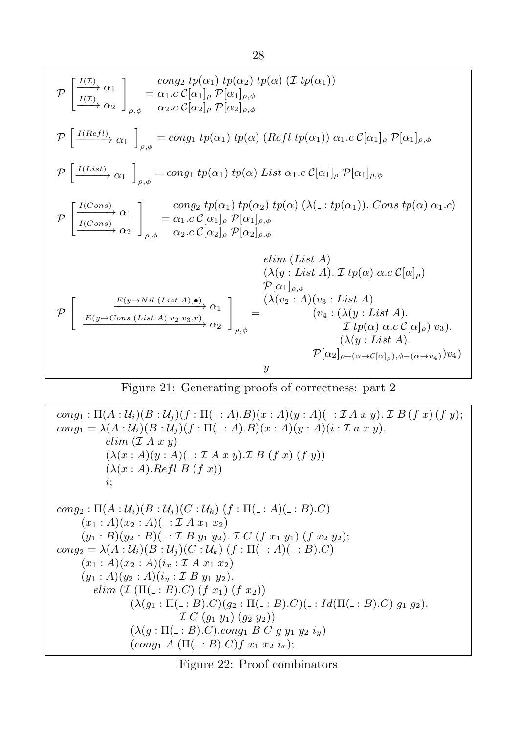$$\mathcal{P}\left[\begin{array}{l}\xrightarrow{I(\mathcal{I})} \alpha_1\\ \xrightarrow{I(\mathcal{I})} \alpha_2\end{array}\right]_{\rho,\phi} = \begin{array}{l} cong_2\ tp(\alpha_1)\ tp(\alpha_2)\ tp(\alpha)\ (\mathcal{I}\ tp(\alpha_1))\\ \alpha_1.c\ \mathcal{C}[\alpha_1]_\rho\ \mathcal{P}[\alpha_1]_{\rho,\phi}\\ \alpha_2.c\ \mathcal{C}[\alpha_2]_\rho\ \mathcal{P}[\alpha_2]_{\rho,\phi}\end{array}$$

$$\mathcal{P}\left[\xrightarrow{I(Refl)} \alpha_1\right]_{\rho,\phi} = cong_1\ tp(\alpha_1)\ tp(\alpha)\ (Refl\ tp(\alpha_1))\ \alpha_1.c\ \mathcal{C}[\alpha_1]_\rho\ \mathcal{P}[\alpha_1]_{\rho,\phi}$$

$$\mathcal{P}\left[\xrightarrow{I(List)} \alpha_1\right]_{\rho,\phi} = cong_1\ tp(\alpha_1)\ tp(\alpha)\ List\ \alpha_1.c\ \mathcal{C}[\alpha_1]_\rho\ \mathcal{P}[\alpha_1]_{\rho,\phi}$$

$$\mathcal{P}\left[\begin{array}{l}\xrightarrow{I(Cons)} \alpha_1\\ \xrightarrow{I(Cons)} \alpha_2\end{array}\right]_{\rho,\phi} = \begin{array}{l} cong_2\ tp(\alpha_1)\ tp(\alpha_2)\ tp(\alpha)\ (\lambda(\_ : tp(\alpha_1)).\ Cons\ tp(\alpha)\ \alpha_1.c)\\ \alpha_1.c\ \mathcal{C}[\alpha_1]_\rho\ \mathcal{P}[\alpha_1]_{\rho,\phi}\\ \alpha_2.c\ \mathcal{C}[\alpha_2]_\rho\ \mathcal{P}[\alpha_2]_{\rho,\phi}\end{array}$$

$$\mathcal{P}\left[\begin{array}{l}\xrightarrow{E(y\mapsto Nil\ (List\ A),\bullet)} \alpha_1\\ \xrightarrow{E(y\mapsto Cons\ (List\ A)\ v_2\ v_3,r)} \alpha_2\end{array}\right]_{\rho,\phi} = \begin{array}{l} elim\ (List\ A)\\ (\lambda(y : List\ A).\ \mathcal{I}\ tp(\alpha)\ \alpha.c\ \mathcal{C}[\alpha]_\rho)\\ \mathcal{P}[\alpha_1]_{\rho,\phi}\\ (\lambda(v_2 : A)(v_3 : List\ A)\\ \qquad (v_4 : (\lambda(y : List\ A).\\ \qquad\qquad \mathcal{I}\ tp(\alpha)\ \alpha.c\ \mathcal{C}[\alpha]_\rho)\ v_3).\\ \qquad\quad (\lambda(y : List\ A).\\ \qquad\qquad \mathcal{P}[\alpha_2]_{\rho+(\alpha\to\mathcal{C}[\alpha]_\rho),\phi+(\alpha\to v_4)})v_4)\\ y\end{array}$$

Figure 21: Generating proofs of correctness: part 2

$$\begin{array}{l}
cong_1 : \Pi(A : \mathcal{U}_i)(B : \mathcal{U}_j)(f : \Pi(\_ : A).B)(x : A)(y : A)(\_ : \mathcal{I}\ A\ x\ y).\ \mathcal{I}\ B\ (f\ x)\ (f\ y);\\
cong_1 = \lambda(A : \mathcal{U}_i)(B : \mathcal{U}_j)(f : \Pi(\_ : A).B)(x : A)(y : A)(i : \mathcal{I}\ a\ x\ y).\\
\qquad elim\ (\mathcal{I}\ A\ x\ y)\\
\qquad (\lambda(x : A)(y : A)(\_ : \mathcal{I}\ A\ x\ y).\mathcal{I}\ B\ (f\ x)\ (f\ y))\\
\qquad (\lambda(x : A).Refl\ B\ (f\ x))\\
\qquad i;\\
\\
cong_2 : \Pi(A : \mathcal{U}_i)(B : \mathcal{U}_j)(C : \mathcal{U}_k)\ (f : \Pi(\_ : A)(\_ : B).C)\\
\quad (x_1 : A)(x_2 : A)(\_ : \mathcal{I}\ A\ x_1\ x_2)\\
\quad (y_1 : B)(y_2 : B)(\_ : \mathcal{I}\ B\ y_1\ y_2).\ \mathcal{I}\ C\ (f\ x_1\ y_1)\ (f\ x_2\ y_2);\\
cong_2 = \lambda(A : \mathcal{U}_i)(B : \mathcal{U}_j)(C : \mathcal{U}_k)\ (f : \Pi(\_ : A)(\_ : B).C)\\
\quad (x_1 : A)(x_2 : A)(i_x : \mathcal{I}\ A\ x_1\ x_2)\\
\quad (y_1 : A)(y_2 : A)(i_y : \mathcal{I}\ B\ y_1\ y_2).\\
\qquad elim\ (\mathcal{I}\ (\Pi(\_ : B).C)\ (f\ x_1)\ (f\ x_2))\\
\qquad\quad (\lambda(g_1 : \Pi(\_ : B).C)(g_2 : \Pi(\_ : B).C)(\_ : Id(\Pi(\_ : B).C)\ g_1\ g_2).\\
\qquad\qquad \mathcal{I}\ C\ (g_1\ y_1)\ (g_2\ y_2))\\
\qquad\quad (\lambda(g : \Pi(\_ : B).C).cong_1\ B\ C\ g\ y_1\ y_2\ i_y)\\
\qquad\quad (cong_1\ A\ (\Pi(\_ : B).C) f\ x_1\ x_2\ i_x);
\end{array}$$

Figure 22: Proof combinators